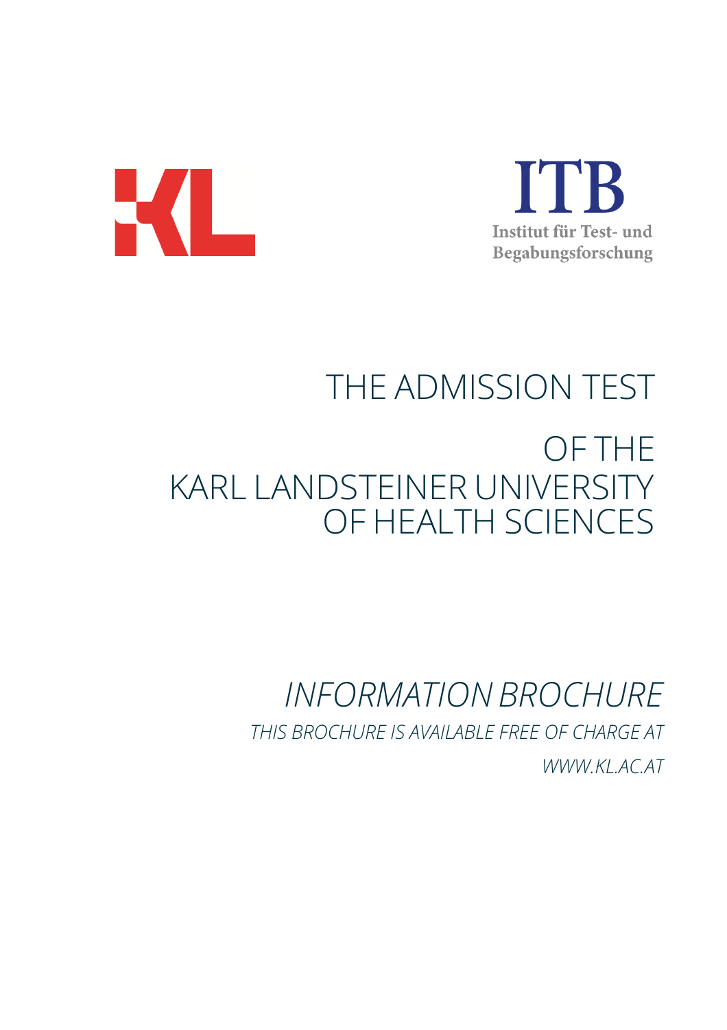ITB
Institut für Test- und Begabungsforschung

# THE ADMISSION TEST

# OF THE KARL LANDSTEINER UNIVERSITY OF HEALTH SCIENCES

## *INFORMATION BROCHURE*

*THIS BROCHURE IS AVAILABLE FREE OF CHARGE AT*

*WWW.KL.AC.AT*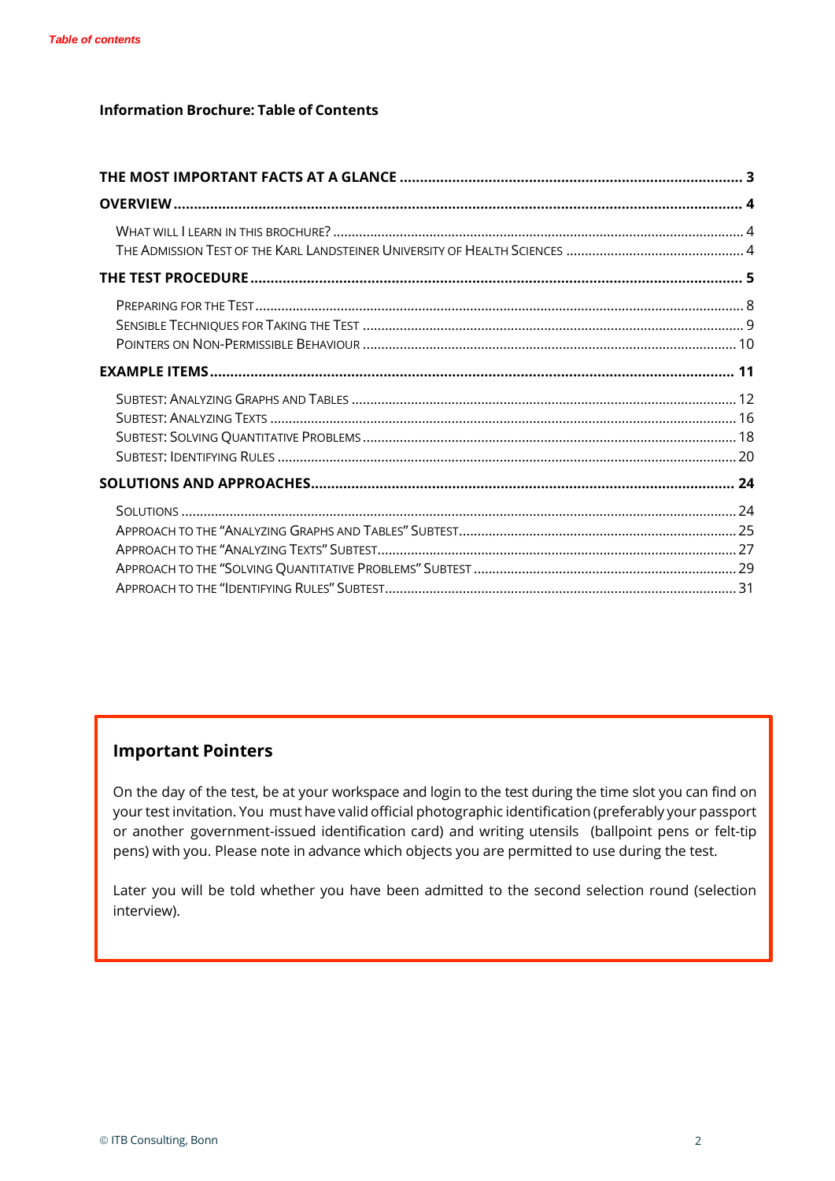**Information Brochure: Table of Contents**

**THE MOST IMPORTANT FACTS AT A GLANCE** .......... 3

**OVERVIEW** .......... 4

- WHAT WILL I LEARN IN THIS BROCHURE? .......... 4
- THE ADMISSION TEST OF THE KARL LANDSTEINER UNIVERSITY OF HEALTH SCIENCES .......... 4

**THE TEST PROCEDURE** .......... 5

- PREPARING FOR THE TEST .......... 8
- SENSIBLE TECHNIQUES FOR TAKING THE TEST .......... 9
- POINTERS ON NON-PERMISSIBLE BEHAVIOUR .......... 10

**EXAMPLE ITEMS** .......... 11

- SUBTEST: ANALYZING GRAPHS AND TABLES .......... 12
- SUBTEST: ANALYZING TEXTS .......... 16
- SUBTEST: SOLVING QUANTITATIVE PROBLEMS .......... 18
- SUBTEST: IDENTIFYING RULES .......... 20

**SOLUTIONS AND APPROACHES** .......... 24

- SOLUTIONS .......... 24
- APPROACH TO THE "ANALYZING GRAPHS AND TABLES" SUBTEST .......... 25
- APPROACH TO THE "ANALYZING TEXTS" SUBTEST .......... 27
- APPROACH TO THE "SOLVING QUANTITATIVE PROBLEMS" SUBTEST .......... 29
- APPROACH TO THE "IDENTIFYING RULES" SUBTEST .......... 31

## Important Pointers

On the day of the test, be at your workspace and login to the test during the time slot you can find on your test invitation. You must have valid official photographic identification (preferably your passport or another government-issued identification card) and writing utensils (ballpoint pens or felt-tip pens) with you. Please note in advance which objects you are permitted to use during the test.

Later you will be told whether you have been admitted to the second selection round (selection interview).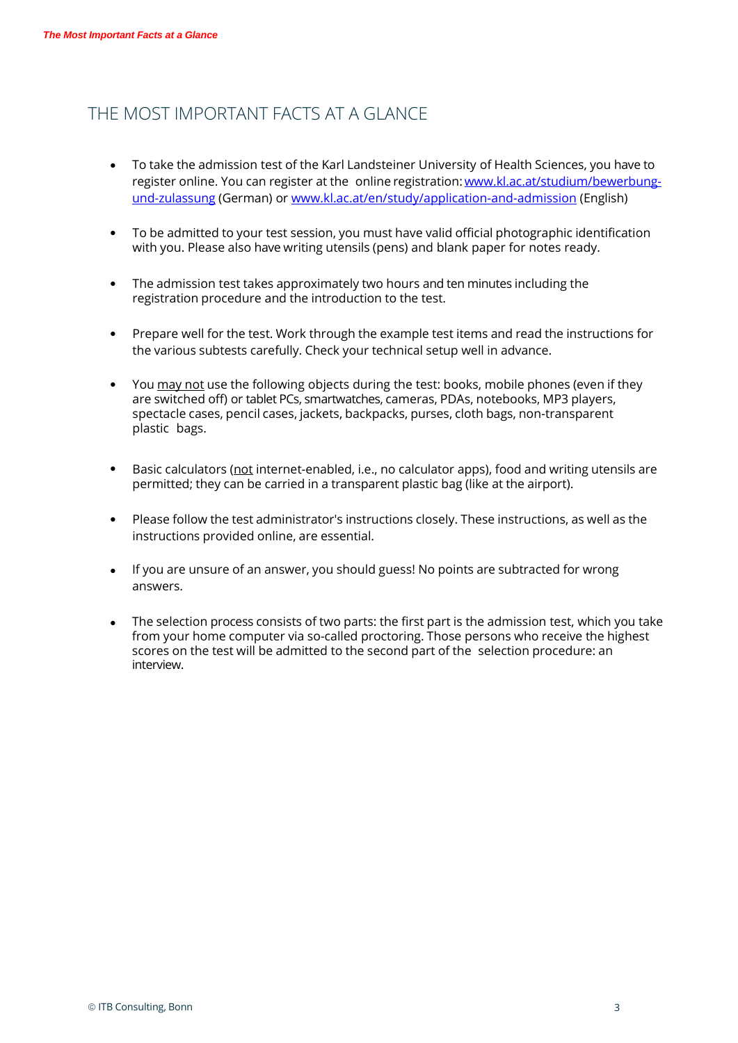# THE MOST IMPORTANT FACTS AT A GLANCE

- To take the admission test of the Karl Landsteiner University of Health Sciences, you have to register online. You can register at the online registration: [www.kl.ac.at/studium/bewerbung-und-zulassung](http://www.kl.ac.at/studium/bewerbung-und-zulassung) (German) or [www.kl.ac.at/en/study/application-and-admission](http://www.kl.ac.at/en/study/application-and-admission) (English)

- To be admitted to your test session, you must have valid official photographic identification with you. Please also have writing utensils (pens) and blank paper for notes ready.

- The admission test takes approximately two hours and ten minutes including the registration procedure and the introduction to the test.

- Prepare well for the test. Work through the example test items and read the instructions for the various subtests carefully. Check your technical setup well in advance.

- You <u>may not</u> use the following objects during the test: books, mobile phones (even if they are switched off) or tablet PCs, smartwatches, cameras, PDAs, notebooks, MP3 players, spectacle cases, pencil cases, jackets, backpacks, purses, cloth bags, non-transparent plastic bags.

- Basic calculators (<u>not</u> internet-enabled, i.e., no calculator apps), food and writing utensils are permitted; they can be carried in a transparent plastic bag (like at the airport).

- Please follow the test administrator's instructions closely. These instructions, as well as the instructions provided online, are essential.

- If you are unsure of an answer, you should guess! No points are subtracted for wrong answers.

- The selection process consists of two parts: the first part is the admission test, which you take from your home computer via so-called proctoring. Those persons who receive the highest scores on the test will be admitted to the second part of the selection procedure: an interview.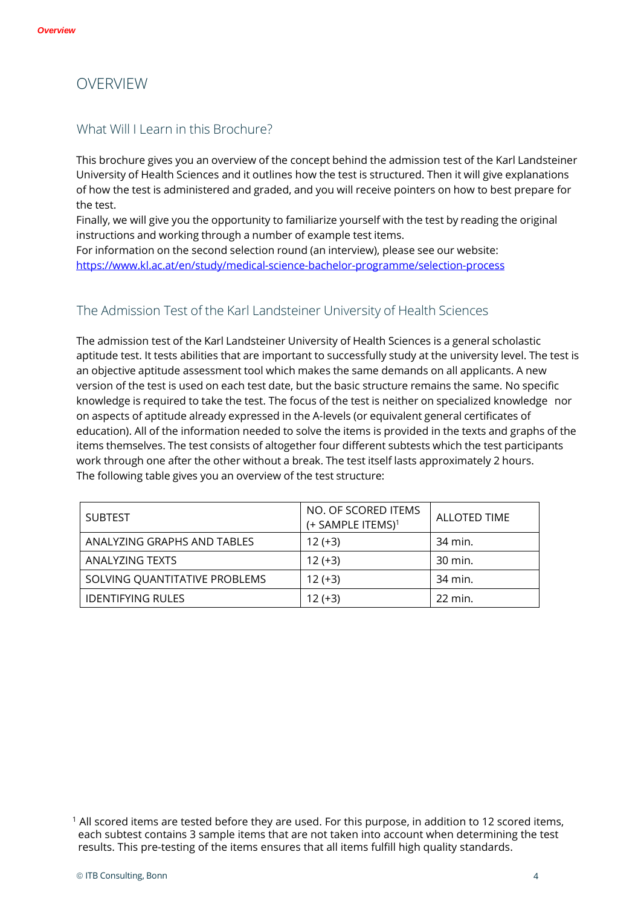# OVERVIEW

## What Will I Learn in this Brochure?

This brochure gives you an overview of the concept behind the admission test of the Karl Landsteiner University of Health Sciences and it outlines how the test is structured. Then it will give explanations of how the test is administered and graded, and you will receive pointers on how to best prepare for the test.
Finally, we will give you the opportunity to familiarize yourself with the test by reading the original instructions and working through a number of example test items.
For information on the second selection round (an interview), please see our website: https://www.kl.ac.at/en/study/medical-science-bachelor-programme/selection-process

## The Admission Test of the Karl Landsteiner University of Health Sciences

The admission test of the Karl Landsteiner University of Health Sciences is a general scholastic aptitude test. It tests abilities that are important to successfully study at the university level. The test is an objective aptitude assessment tool which makes the same demands on all applicants. A new version of the test is used on each test date, but the basic structure remains the same. No specific knowledge is required to take the test. The focus of the test is neither on specialized knowledge nor on aspects of aptitude already expressed in the A-levels (or equivalent general certificates of education). All of the information needed to solve the items is provided in the texts and graphs of the items themselves. The test consists of altogether four different subtests which the test participants work through one after the other without a break. The test itself lasts approximately 2 hours.
The following table gives you an overview of the test structure:

| SUBTEST | NO. OF SCORED ITEMS (+ SAMPLE ITEMS)[1] | ALLOTED TIME |
|---|---|---|
| ANALYZING GRAPHS AND TABLES | 12 (+3) | 34 min. |
| ANALYZING TEXTS | 12 (+3) | 30 min. |
| SOLVING QUANTITATIVE PROBLEMS | 12 (+3) | 34 min. |
| IDENTIFYING RULES | 12 (+3) | 22 min. |

[1] All scored items are tested before they are used. For this purpose, in addition to 12 scored items, each subtest contains 3 sample items that are not taken into account when determining the test results. This pre-testing of the items ensures that all items fulfill high quality standards.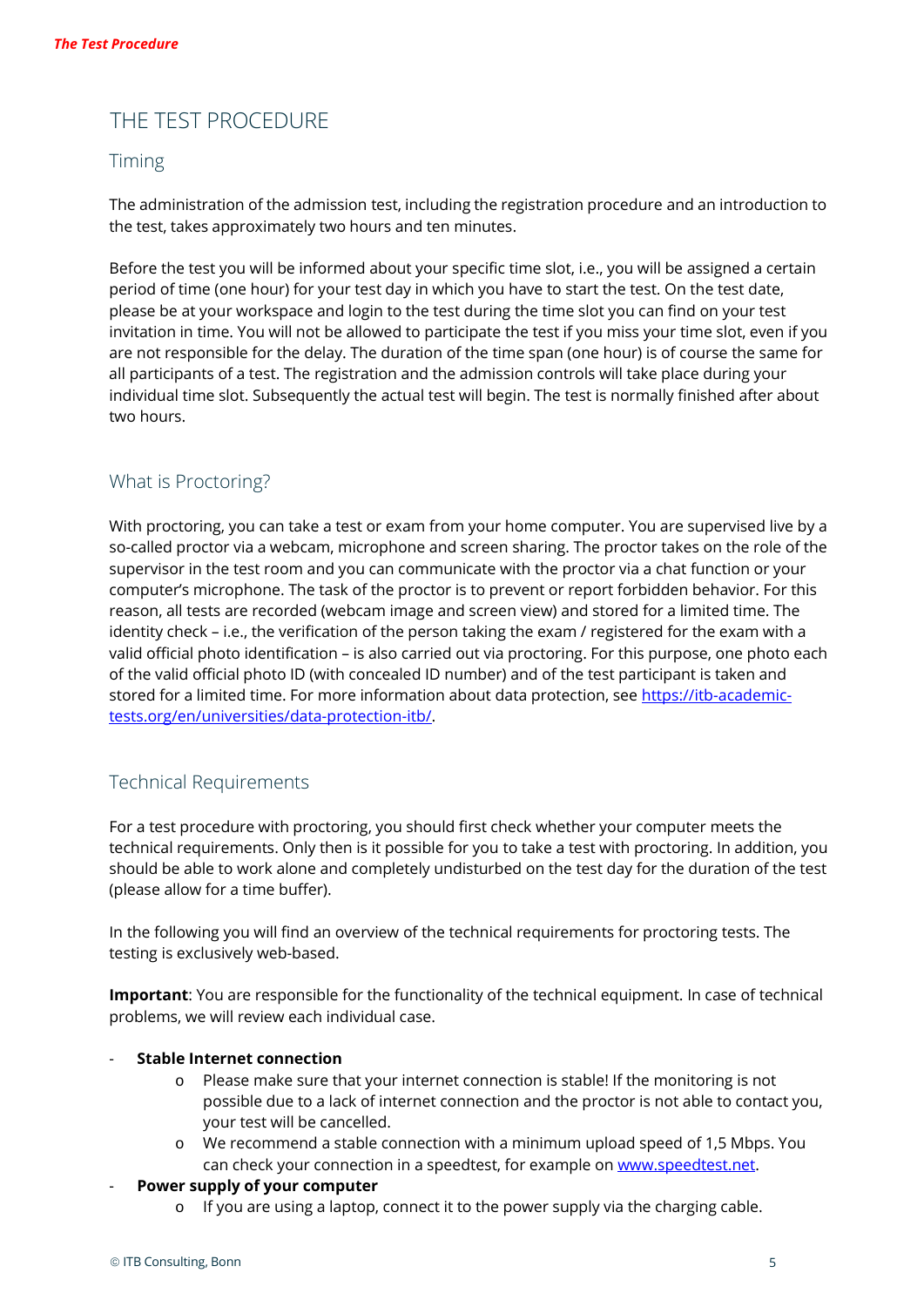# THE TEST PROCEDURE

## Timing

The administration of the admission test, including the registration procedure and an introduction to the test, takes approximately two hours and ten minutes.

Before the test you will be informed about your specific time slot, i.e., you will be assigned a certain period of time (one hour) for your test day in which you have to start the test. On the test date, please be at your workspace and login to the test during the time slot you can find on your test invitation in time. You will not be allowed to participate the test if you miss your time slot, even if you are not responsible for the delay. The duration of the time span (one hour) is of course the same for all participants of a test. The registration and the admission controls will take place during your individual time slot. Subsequently the actual test will begin. The test is normally finished after about two hours.

## What is Proctoring?

With proctoring, you can take a test or exam from your home computer. You are supervised live by a so-called proctor via a webcam, microphone and screen sharing. The proctor takes on the role of the supervisor in the test room and you can communicate with the proctor via a chat function or your computer's microphone. The task of the proctor is to prevent or report forbidden behavior. For this reason, all tests are recorded (webcam image and screen view) and stored for a limited time. The identity check – i.e., the verification of the person taking the exam / registered for the exam with a valid official photo identification – is also carried out via proctoring. For this purpose, one photo each of the valid official photo ID (with concealed ID number) and of the test participant is taken and stored for a limited time. For more information about data protection, see https://itb-academic-tests.org/en/universities/data-protection-itb/.

## Technical Requirements

For a test procedure with proctoring, you should first check whether your computer meets the technical requirements. Only then is it possible for you to take a test with proctoring. In addition, you should be able to work alone and completely undisturbed on the test day for the duration of the test (please allow for a time buffer).

In the following you will find an overview of the technical requirements for proctoring tests. The testing is exclusively web-based.

**Important**: You are responsible for the functionality of the technical equipment. In case of technical problems, we will review each individual case.

- **Stable Internet connection**
  - Please make sure that your internet connection is stable! If the monitoring is not possible due to a lack of internet connection and the proctor is not able to contact you, your test will be cancelled.
  - We recommend a stable connection with a minimum upload speed of 1,5 Mbps. You can check your connection in a speedtest, for example on www.speedtest.net.
- **Power supply of your computer**
  - If you are using a laptop, connect it to the power supply via the charging cable.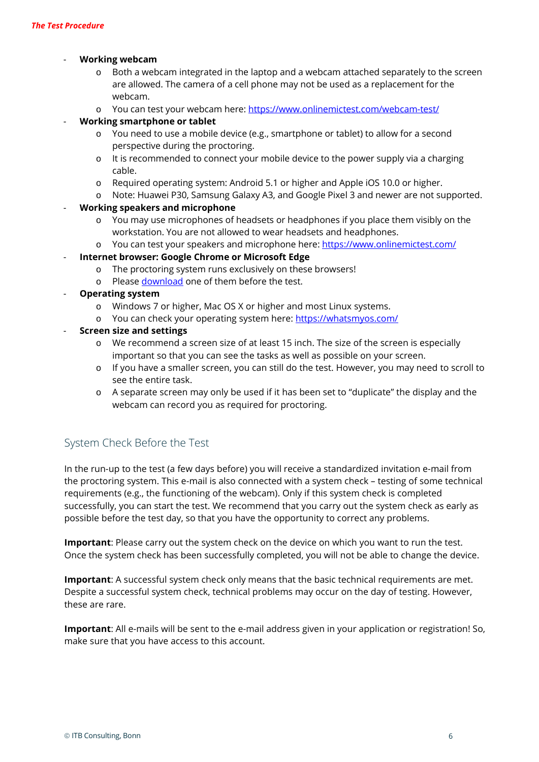- **Working webcam**
  - Both a webcam integrated in the laptop and a webcam attached separately to the screen are allowed. The camera of a cell phone may not be used as a replacement for the webcam.
  - You can test your webcam here: [https://www.onlinemictest.com/webcam-test/](https://www.onlinemictest.com/webcam-test/)
- **Working smartphone or tablet**
  - You need to use a mobile device (e.g., smartphone or tablet) to allow for a second perspective during the proctoring.
  - It is recommended to connect your mobile device to the power supply via a charging cable.
  - Required operating system: Android 5.1 or higher and Apple iOS 10.0 or higher.
  - Note: Huawei P30, Samsung Galaxy A3, and Google Pixel 3 and newer are not supported.
- **Working speakers and microphone**
  - You may use microphones of headsets or headphones if you place them visibly on the workstation. You are not allowed to wear headsets and headphones.
  - You can test your speakers and microphone here: [https://www.onlinemictest.com/](https://www.onlinemictest.com/)
- **Internet browser: Google Chrome or Microsoft Edge**
  - The proctoring system runs exclusively on these browsers!
  - Please download one of them before the test.
- **Operating system**
  - Windows 7 or higher, Mac OS X or higher and most Linux systems.
  - You can check your operating system here: [https://whatsmyos.com/](https://whatsmyos.com/)
- **Screen size and settings**
  - We recommend a screen size of at least 15 inch. The size of the screen is especially important so that you can see the tasks as well as possible on your screen.
  - If you have a smaller screen, you can still do the test. However, you may need to scroll to see the entire task.
  - A separate screen may only be used if it has been set to "duplicate" the display and the webcam can record you as required for proctoring.

## System Check Before the Test

In the run-up to the test (a few days before) you will receive a standardized invitation e-mail from the proctoring system. This e-mail is also connected with a system check – testing of some technical requirements (e.g., the functioning of the webcam). Only if this system check is completed successfully, you can start the test. We recommend that you carry out the system check as early as possible before the test day, so that you have the opportunity to correct any problems.

**Important**: Please carry out the system check on the device on which you want to run the test. Once the system check has been successfully completed, you will not be able to change the device.

**Important**: A successful system check only means that the basic technical requirements are met. Despite a successful system check, technical problems may occur on the day of testing. However, these are rare.

**Important**: All e-mails will be sent to the e-mail address given in your application or registration! So, make sure that you have access to this account.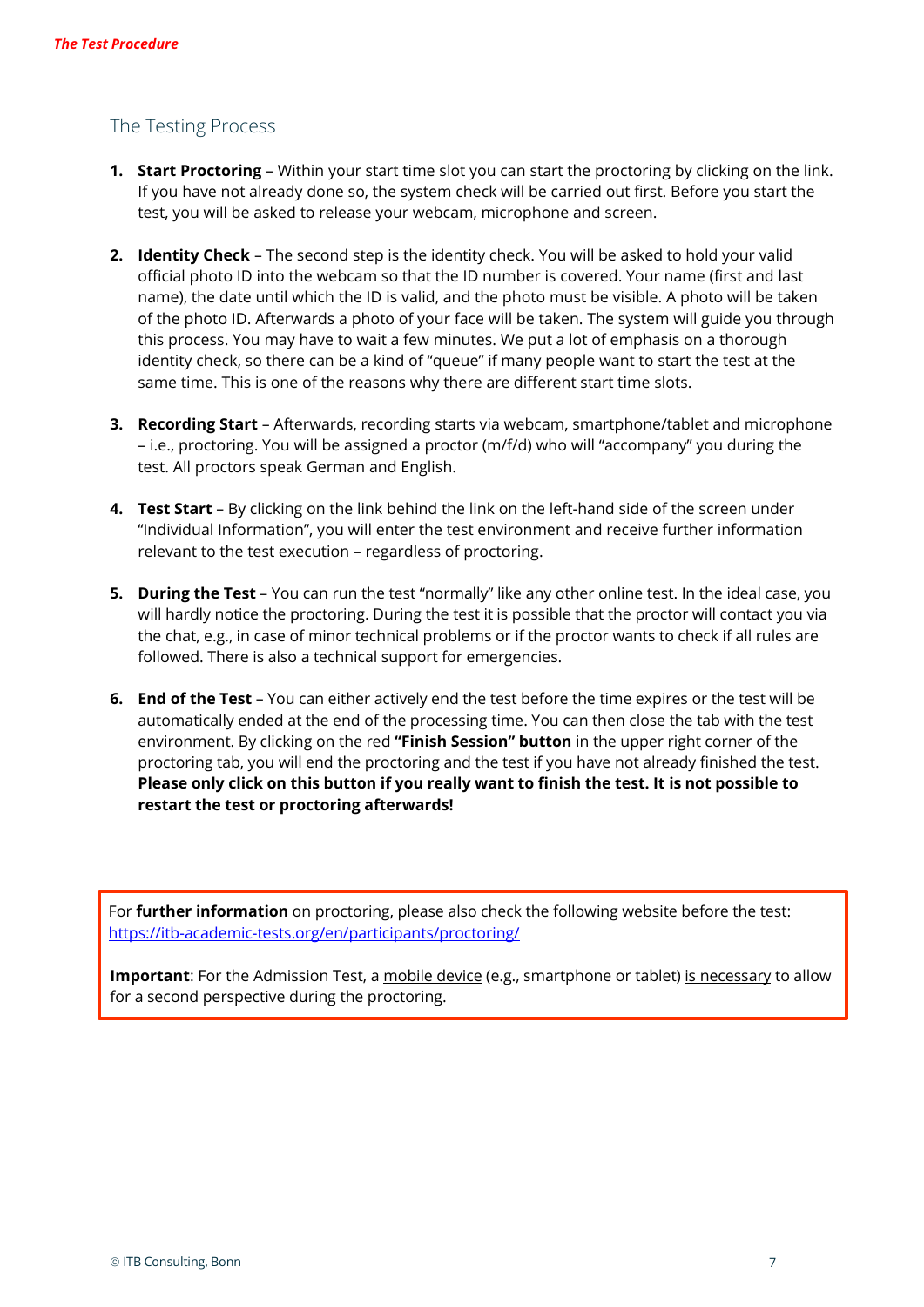## The Testing Process

1. **Start Proctoring** – Within your start time slot you can start the proctoring by clicking on the link. If you have not already done so, the system check will be carried out first. Before you start the test, you will be asked to release your webcam, microphone and screen.

2. **Identity Check** – The second step is the identity check. You will be asked to hold your valid official photo ID into the webcam so that the ID number is covered. Your name (first and last name), the date until which the ID is valid, and the photo must be visible. A photo will be taken of the photo ID. Afterwards a photo of your face will be taken. The system will guide you through this process. You may have to wait a few minutes. We put a lot of emphasis on a thorough identity check, so there can be a kind of "queue" if many people want to start the test at the same time. This is one of the reasons why there are different start time slots.

3. **Recording Start** – Afterwards, recording starts via webcam, smartphone/tablet and microphone – i.e., proctoring. You will be assigned a proctor (m/f/d) who will "accompany" you during the test. All proctors speak German and English.

4. **Test Start** – By clicking on the link behind the link on the left-hand side of the screen under "Individual Information", you will enter the test environment and receive further information relevant to the test execution – regardless of proctoring.

5. **During the Test** – You can run the test "normally" like any other online test. In the ideal case, you will hardly notice the proctoring. During the test it is possible that the proctor will contact you via the chat, e.g., in case of minor technical problems or if the proctor wants to check if all rules are followed. There is also a technical support for emergencies.

6. **End of the Test** – You can either actively end the test before the time expires or the test will be automatically ended at the end of the processing time. You can then close the tab with the test environment. By clicking on the red **"Finish Session" button** in the upper right corner of the proctoring tab, you will end the proctoring and the test if you have not already finished the test. **Please only click on this button if you really want to finish the test. It is not possible to restart the test or proctoring afterwards!**

For **further information** on proctoring, please also check the following website before the test: https://itb-academic-tests.org/en/participants/proctoring/

**Important**: For the Admission Test, a mobile device (e.g., smartphone or tablet) is necessary to allow for a second perspective during the proctoring.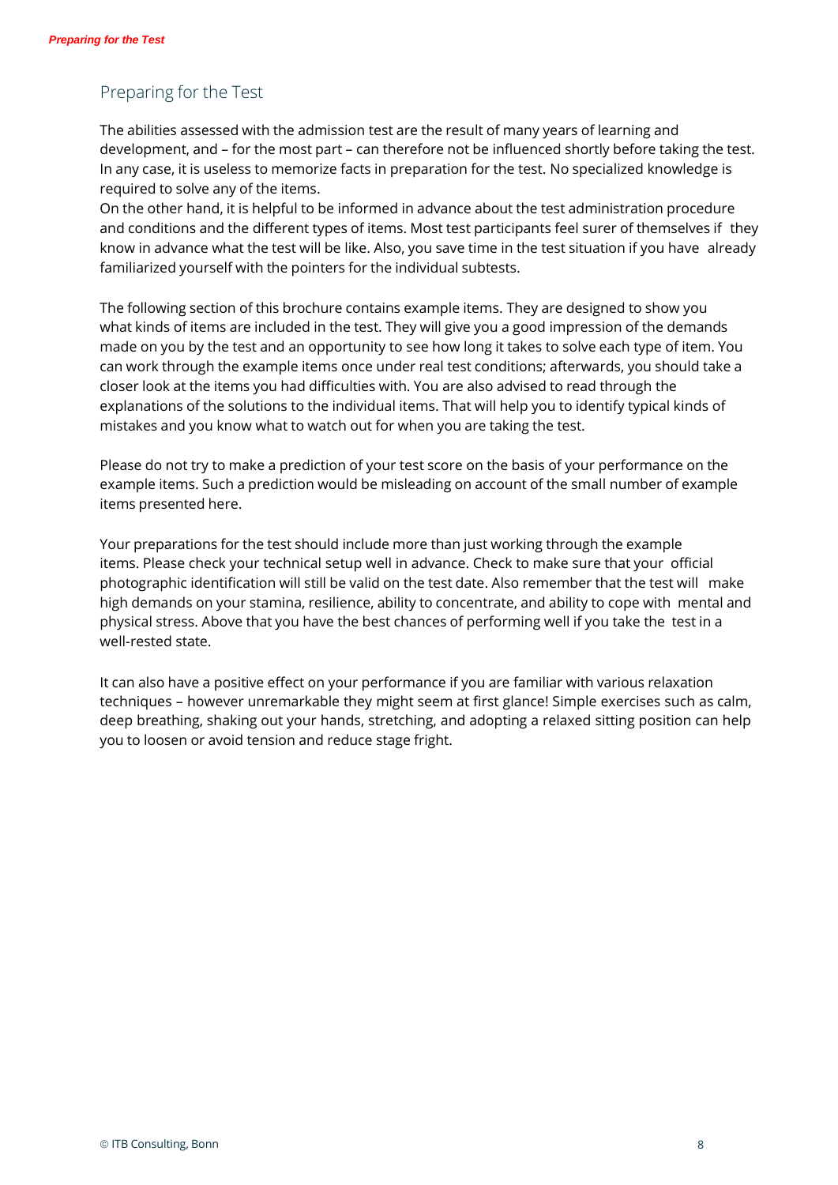## Preparing for the Test

The abilities assessed with the admission test are the result of many years of learning and development, and – for the most part – can therefore not be influenced shortly before taking the test. In any case, it is useless to memorize facts in preparation for the test. No specialized knowledge is required to solve any of the items.
On the other hand, it is helpful to be informed in advance about the test administration procedure and conditions and the different types of items. Most test participants feel surer of themselves if they know in advance what the test will be like. Also, you save time in the test situation if you have already familiarized yourself with the pointers for the individual subtests.

The following section of this brochure contains example items. They are designed to show you what kinds of items are included in the test. They will give you a good impression of the demands made on you by the test and an opportunity to see how long it takes to solve each type of item. You can work through the example items once under real test conditions; afterwards, you should take a closer look at the items you had difficulties with. You are also advised to read through the explanations of the solutions to the individual items. That will help you to identify typical kinds of mistakes and you know what to watch out for when you are taking the test.

Please do not try to make a prediction of your test score on the basis of your performance on the example items. Such a prediction would be misleading on account of the small number of example items presented here.

Your preparations for the test should include more than just working through the example items. Please check your technical setup well in advance. Check to make sure that your official photographic identification will still be valid on the test date. Also remember that the test will make high demands on your stamina, resilience, ability to concentrate, and ability to cope with mental and physical stress. Above that you have the best chances of performing well if you take the test in a well-rested state.

It can also have a positive effect on your performance if you are familiar with various relaxation techniques – however unremarkable they might seem at first glance! Simple exercises such as calm, deep breathing, shaking out your hands, stretching, and adopting a relaxed sitting position can help you to loosen or avoid tension and reduce stage fright.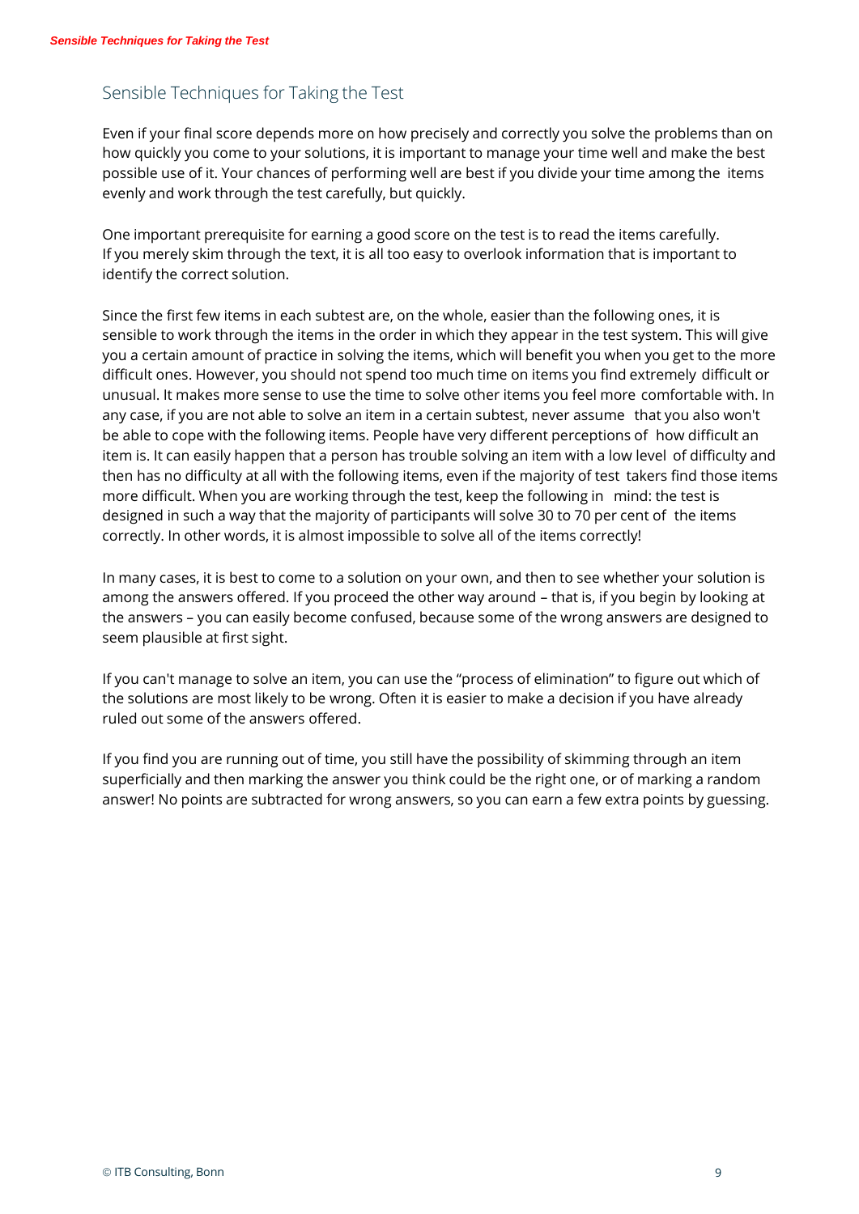## Sensible Techniques for Taking the Test

Even if your final score depends more on how precisely and correctly you solve the problems than on how quickly you come to your solutions, it is important to manage your time well and make the best possible use of it. Your chances of performing well are best if you divide your time among the items evenly and work through the test carefully, but quickly.

One important prerequisite for earning a good score on the test is to read the items carefully. If you merely skim through the text, it is all too easy to overlook information that is important to identify the correct solution.

Since the first few items in each subtest are, on the whole, easier than the following ones, it is sensible to work through the items in the order in which they appear in the test system. This will give you a certain amount of practice in solving the items, which will benefit you when you get to the more difficult ones. However, you should not spend too much time on items you find extremely difficult or unusual. It makes more sense to use the time to solve other items you feel more comfortable with. In any case, if you are not able to solve an item in a certain subtest, never assume that you also won't be able to cope with the following items. People have very different perceptions of how difficult an item is. It can easily happen that a person has trouble solving an item with a low level of difficulty and then has no difficulty at all with the following items, even if the majority of test takers find those items more difficult. When you are working through the test, keep the following in mind: the test is designed in such a way that the majority of participants will solve 30 to 70 per cent of the items correctly. In other words, it is almost impossible to solve all of the items correctly!

In many cases, it is best to come to a solution on your own, and then to see whether your solution is among the answers offered. If you proceed the other way around – that is, if you begin by looking at the answers – you can easily become confused, because some of the wrong answers are designed to seem plausible at first sight.

If you can't manage to solve an item, you can use the "process of elimination" to figure out which of the solutions are most likely to be wrong. Often it is easier to make a decision if you have already ruled out some of the answers offered.

If you find you are running out of time, you still have the possibility of skimming through an item superficially and then marking the answer you think could be the right one, or of marking a random answer! No points are subtracted for wrong answers, so you can earn a few extra points by guessing.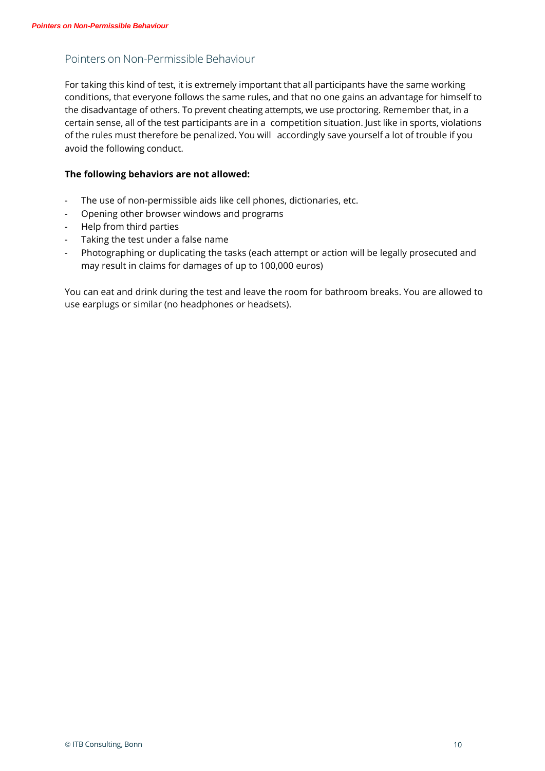## Pointers on Non-Permissible Behaviour

For taking this kind of test, it is extremely important that all participants have the same working conditions, that everyone follows the same rules, and that no one gains an advantage for himself to the disadvantage of others. To prevent cheating attempts, we use proctoring. Remember that, in a certain sense, all of the test participants are in a competition situation. Just like in sports, violations of the rules must therefore be penalized. You will accordingly save yourself a lot of trouble if you avoid the following conduct.

**The following behaviors are not allowed:**

- The use of non-permissible aids like cell phones, dictionaries, etc.
- Opening other browser windows and programs
- Help from third parties
- Taking the test under a false name
- Photographing or duplicating the tasks (each attempt or action will be legally prosecuted and may result in claims for damages of up to 100,000 euros)

You can eat and drink during the test and leave the room for bathroom breaks. You are allowed to use earplugs or similar (no headphones or headsets).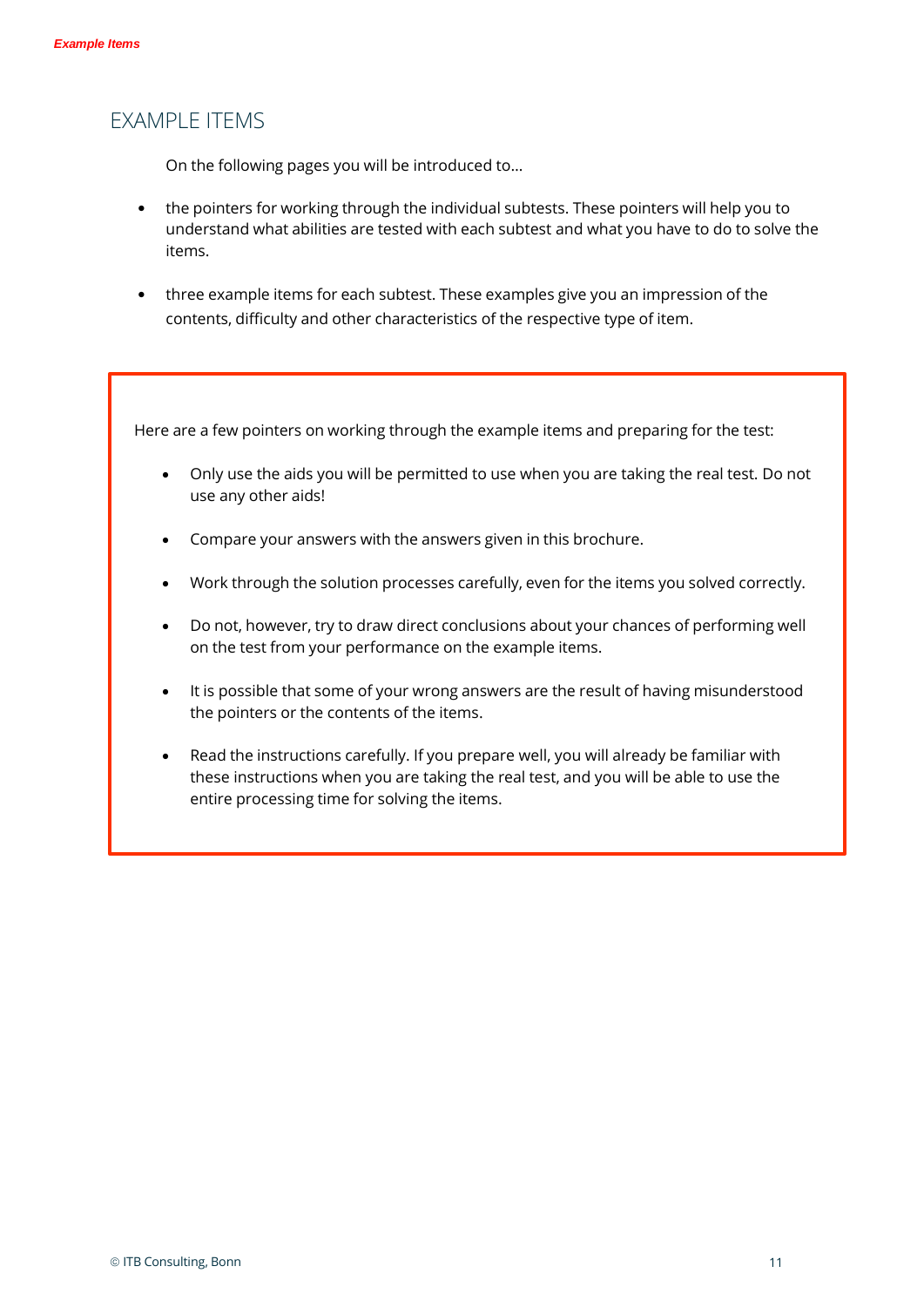# EXAMPLE ITEMS

On the following pages you will be introduced to…

- the pointers for working through the individual subtests. These pointers will help you to understand what abilities are tested with each subtest and what you have to do to solve the items.
- three example items for each subtest. These examples give you an impression of the contents, difficulty and other characteristics of the respective type of item.

Here are a few pointers on working through the example items and preparing for the test:

- Only use the aids you will be permitted to use when you are taking the real test. Do not use any other aids!
- Compare your answers with the answers given in this brochure.
- Work through the solution processes carefully, even for the items you solved correctly.
- Do not, however, try to draw direct conclusions about your chances of performing well on the test from your performance on the example items.
- It is possible that some of your wrong answers are the result of having misunderstood the pointers or the contents of the items.
- Read the instructions carefully. If you prepare well, you will already be familiar with these instructions when you are taking the real test, and you will be able to use the entire processing time for solving the items.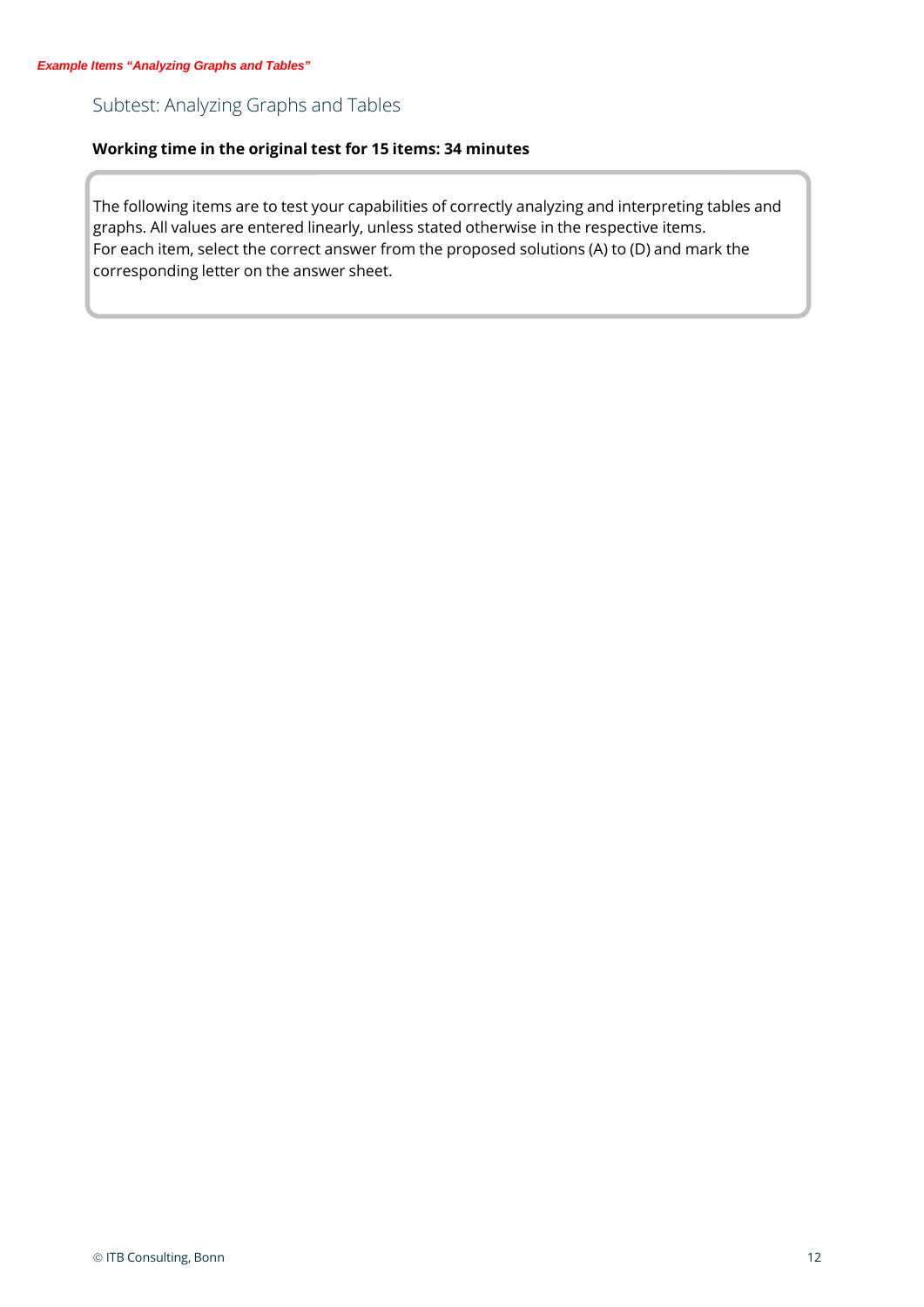## Subtest: Analyzing Graphs and Tables

**Working time in the original test for 15 items: 34 minutes**

The following items are to test your capabilities of correctly analyzing and interpreting tables and graphs. All values are entered linearly, unless stated otherwise in the respective items.
For each item, select the correct answer from the proposed solutions (A) to (D) and mark the corresponding letter on the answer sheet.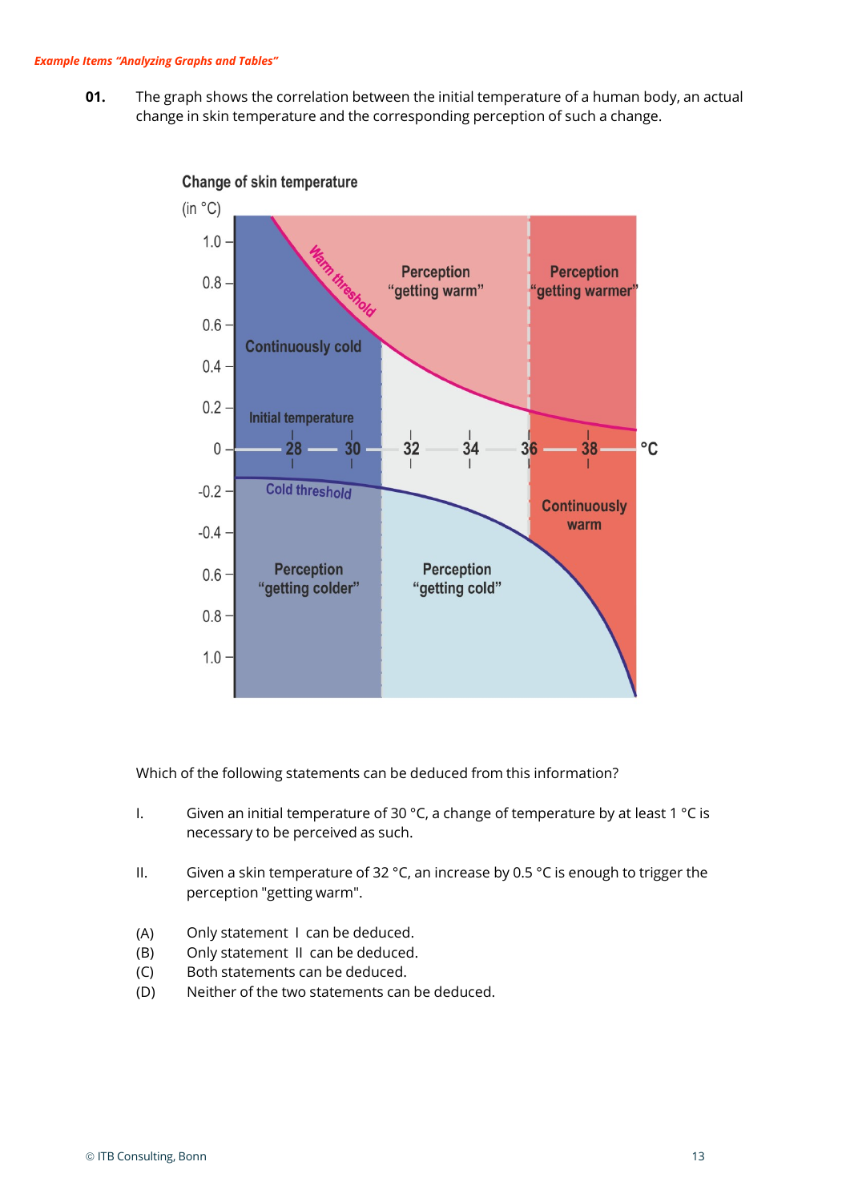*Example Items "Analyzing Graphs and Tables"*

**01.** The graph shows the correlation between the initial temperature of a human body, an actual change in skin temperature and the corresponding perception of such a change.

Which of the following statements can be deduced from this information?

I. Given an initial temperature of 30 °C, a change of temperature by at least 1 °C is necessary to be perceived as such.

II. Given a skin temperature of 32 °C, an increase by 0.5 °C is enough to trigger the perception "getting warm".

(A) Only statement I can be deduced.
(B) Only statement II can be deduced.
(C) Both statements can be deduced.
(D) Neither of the two statements can be deduced.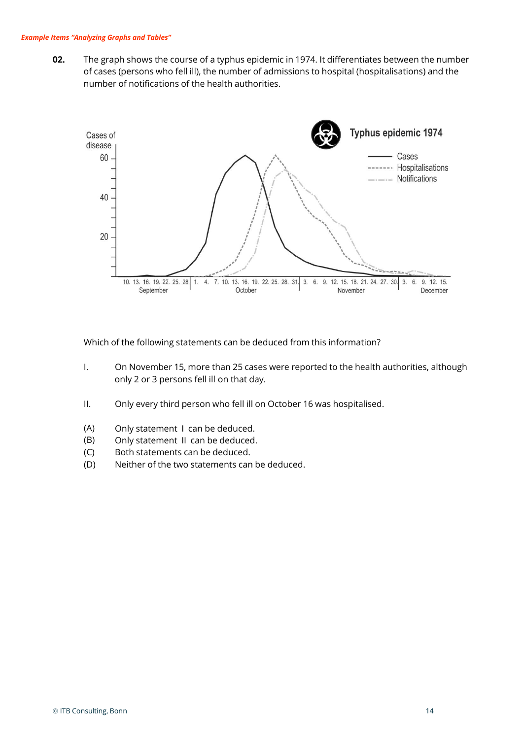*Example Items "Analyzing Graphs and Tables"*

**02.** The graph shows the course of a typhus epidemic in 1974. It differentiates between the number of cases (persons who fell ill), the number of admissions to hospital (hospitalisations) and the number of notifications of the health authorities.

Which of the following statements can be deduced from this information?

I. On November 15, more than 25 cases were reported to the health authorities, although only 2 or 3 persons fell ill on that day.

II. Only every third person who fell ill on October 16 was hospitalised.

(A) Only statement I can be deduced.
(B) Only statement II can be deduced.
(C) Both statements can be deduced.
(D) Neither of the two statements can be deduced.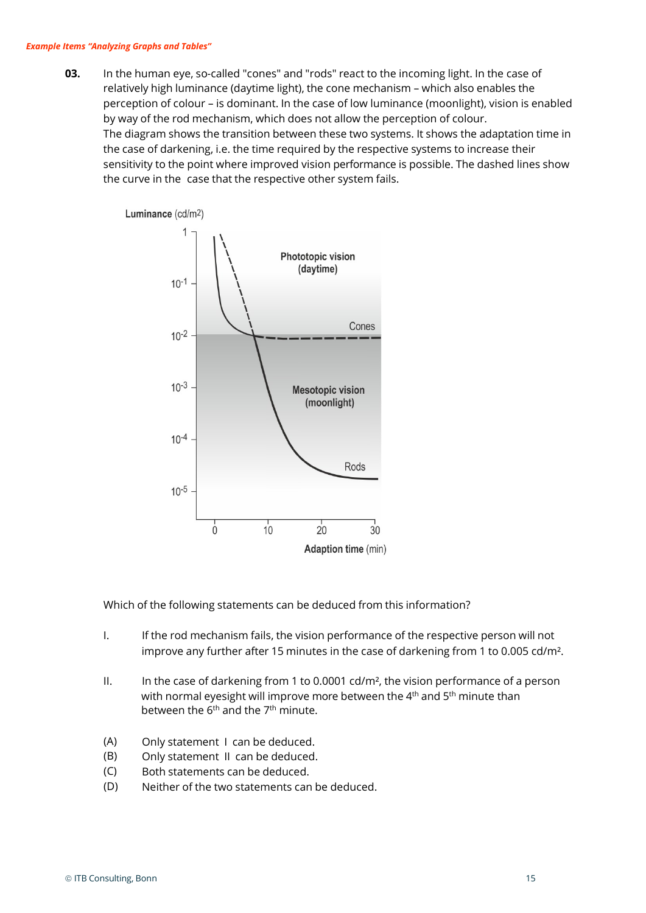*Example Items "Analyzing Graphs and Tables"*

**03.** In the human eye, so-called "cones" and "rods" react to the incoming light. In the case of relatively high luminance (daytime light), the cone mechanism – which also enables the perception of colour – is dominant. In the case of low luminance (moonlight), vision is enabled by way of the rod mechanism, which does not allow the perception of colour.
The diagram shows the transition between these two systems. It shows the adaptation time in the case of darkening, i.e. the time required by the respective systems to increase their sensitivity to the point where improved vision performance is possible. The dashed lines show the curve in the case that the respective other system fails.

Luminance (cd/m2)

Phototopic vision (daytime)

Cones

Mesotopic vision (moonlight)

Rods

Adaption time (min)

Which of the following statements can be deduced from this information?

I. If the rod mechanism fails, the vision performance of the respective person will not improve any further after 15 minutes in the case of darkening from 1 to 0.005 cd/m².

II. In the case of darkening from 1 to 0.0001 cd/m², the vision performance of a person with normal eyesight will improve more between the 4th and 5th minute than between the 6th and the 7th minute.

(A) Only statement I can be deduced.
(B) Only statement II can be deduced.
(C) Both statements can be deduced.
(D) Neither of the two statements can be deduced.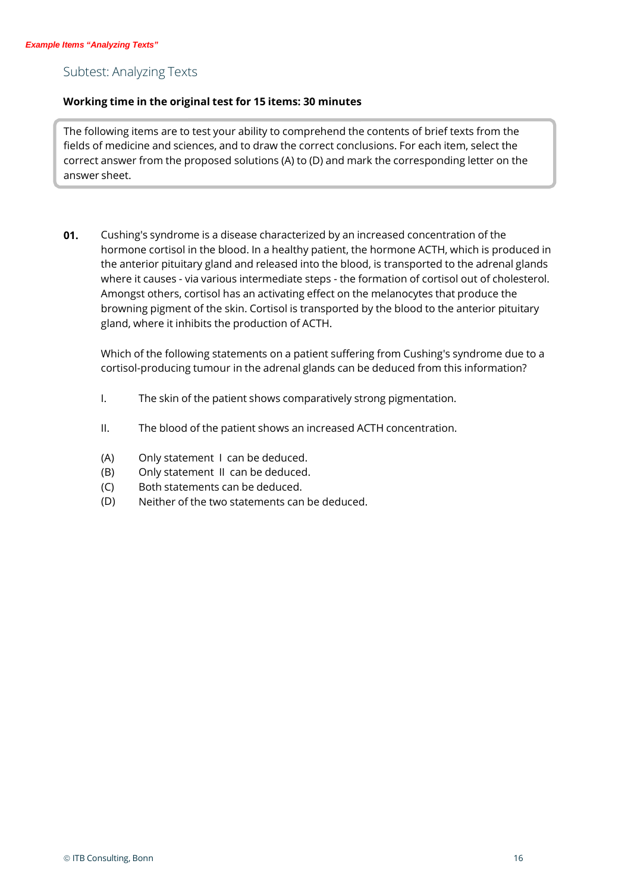*Example Items "Analyzing Texts"*

## Subtest: Analyzing Texts

**Working time in the original test for 15 items: 30 minutes**

The following items are to test your ability to comprehend the contents of brief texts from the fields of medicine and sciences, and to draw the correct conclusions. For each item, select the correct answer from the proposed solutions (A) to (D) and mark the corresponding letter on the answer sheet.

**01.** Cushing's syndrome is a disease characterized by an increased concentration of the hormone cortisol in the blood. In a healthy patient, the hormone ACTH, which is produced in the anterior pituitary gland and released into the blood, is transported to the adrenal glands where it causes - via various intermediate steps - the formation of cortisol out of cholesterol. Amongst others, cortisol has an activating effect on the melanocytes that produce the browning pigment of the skin. Cortisol is transported by the blood to the anterior pituitary gland, where it inhibits the production of ACTH.

Which of the following statements on a patient suffering from Cushing's syndrome due to a cortisol-producing tumour in the adrenal glands can be deduced from this information?

I. The skin of the patient shows comparatively strong pigmentation.

II. The blood of the patient shows an increased ACTH concentration.

(A) Only statement I can be deduced.
(B) Only statement II can be deduced.
(C) Both statements can be deduced.
(D) Neither of the two statements can be deduced.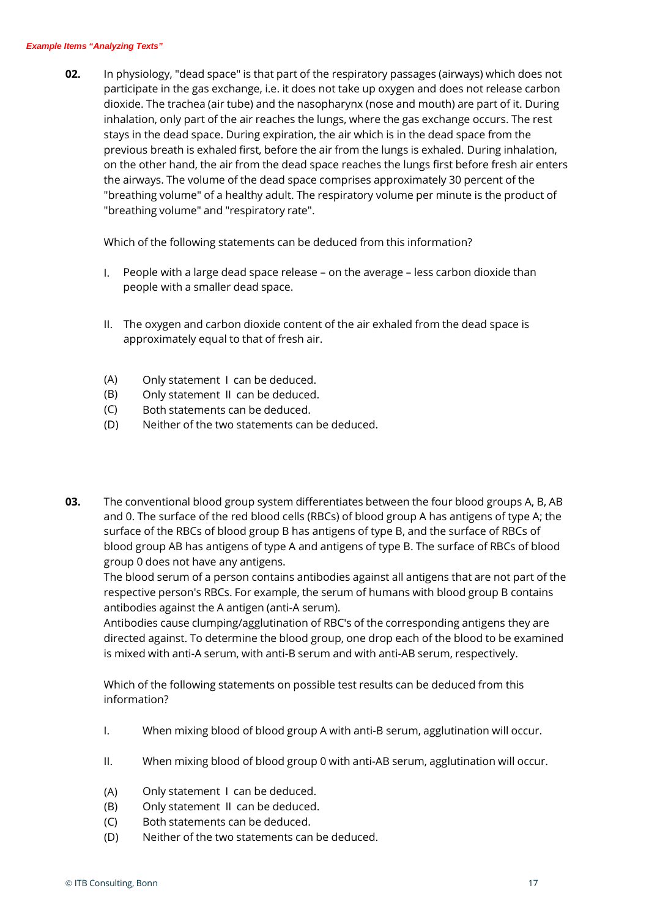*Example Items "Analyzing Texts"*

**02.** In physiology, "dead space" is that part of the respiratory passages (airways) which does not participate in the gas exchange, i.e. it does not take up oxygen and does not release carbon dioxide. The trachea (air tube) and the nasopharynx (nose and mouth) are part of it. During inhalation, only part of the air reaches the lungs, where the gas exchange occurs. The rest stays in the dead space. During expiration, the air which is in the dead space from the previous breath is exhaled first, before the air from the lungs is exhaled. During inhalation, on the other hand, the air from the dead space reaches the lungs first before fresh air enters the airways. The volume of the dead space comprises approximately 30 percent of the "breathing volume" of a healthy adult. The respiratory volume per minute is the product of "breathing volume" and "respiratory rate".

Which of the following statements can be deduced from this information?

I. People with a large dead space release – on the average – less carbon dioxide than people with a smaller dead space.

II. The oxygen and carbon dioxide content of the air exhaled from the dead space is approximately equal to that of fresh air.

(A) Only statement I can be deduced.
(B) Only statement II can be deduced.
(C) Both statements can be deduced.
(D) Neither of the two statements can be deduced.

**03.** The conventional blood group system differentiates between the four blood groups A, B, AB and 0. The surface of the red blood cells (RBCs) of blood group A has antigens of type A; the surface of the RBCs of blood group B has antigens of type B, and the surface of RBCs of blood group AB has antigens of type A and antigens of type B. The surface of RBCs of blood group 0 does not have any antigens.
The blood serum of a person contains antibodies against all antigens that are not part of the respective person's RBCs. For example, the serum of humans with blood group B contains antibodies against the A antigen (anti-A serum).
Antibodies cause clumping/agglutination of RBC's of the corresponding antigens they are directed against. To determine the blood group, one drop each of the blood to be examined is mixed with anti-A serum, with anti-B serum and with anti-AB serum, respectively.

Which of the following statements on possible test results can be deduced from this information?

I. When mixing blood of blood group A with anti-B serum, agglutination will occur.

II. When mixing blood of blood group 0 with anti-AB serum, agglutination will occur.

(A) Only statement I can be deduced.
(B) Only statement II can be deduced.
(C) Both statements can be deduced.
(D) Neither of the two statements can be deduced.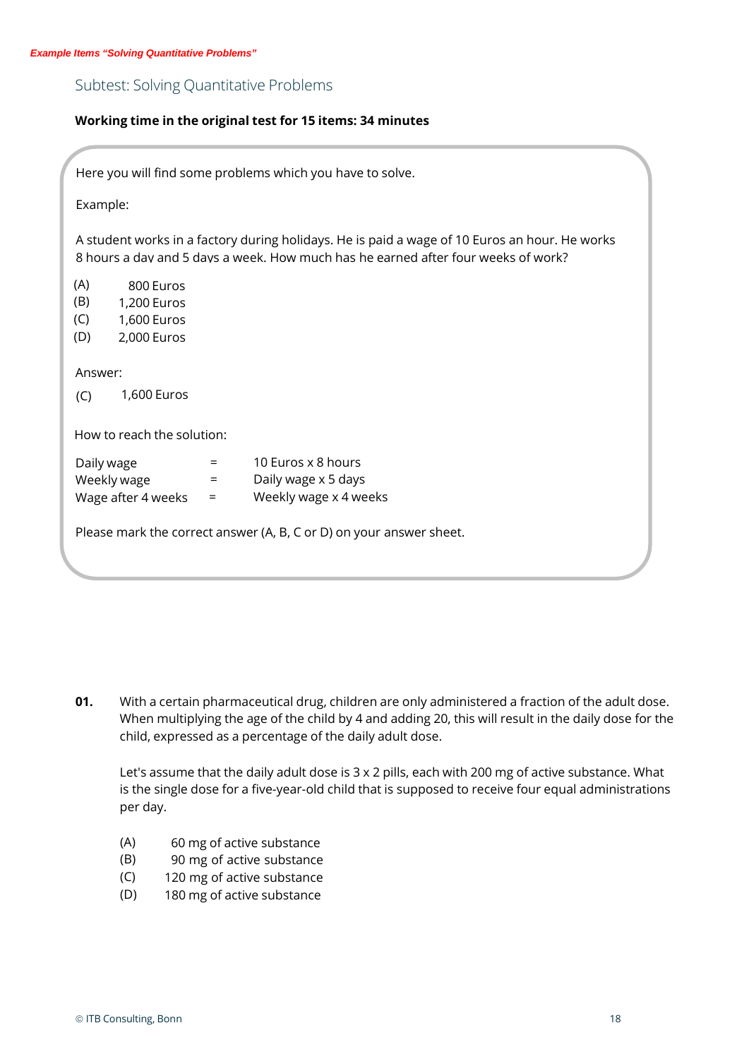*Example Items "Solving Quantitative Problems"*

## Subtest: Solving Quantitative Problems

**Working time in the original test for 15 items: 34 minutes**

Here you will find some problems which you have to solve.

Example:

A student works in a factory during holidays. He is paid a wage of 10 Euros an hour. He works 8 hours a day and 5 days a week. How much has he earned after four weeks of work?

(A) 800 Euros
(B) 1,200 Euros
(C) 1,600 Euros
(D) 2,000 Euros

Answer:

(C) 1,600 Euros

How to reach the solution:

| | | |
|---|---|---|
| Daily wage | = | 10 Euros x 8 hours |
| Weekly wage | = | Daily wage x 5 days |
| Wage after 4 weeks | = | Weekly wage x 4 weeks |

Please mark the correct answer (A, B, C or D) on your answer sheet.

**01.** With a certain pharmaceutical drug, children are only administered a fraction of the adult dose. When multiplying the age of the child by 4 and adding 20, this will result in the daily dose for the child, expressed as a percentage of the daily adult dose.

Let's assume that the daily adult dose is 3 x 2 pills, each with 200 mg of active substance. What is the single dose for a five-year-old child that is supposed to receive four equal administrations per day.

(A) 60 mg of active substance
(B) 90 mg of active substance
(C) 120 mg of active substance
(D) 180 mg of active substance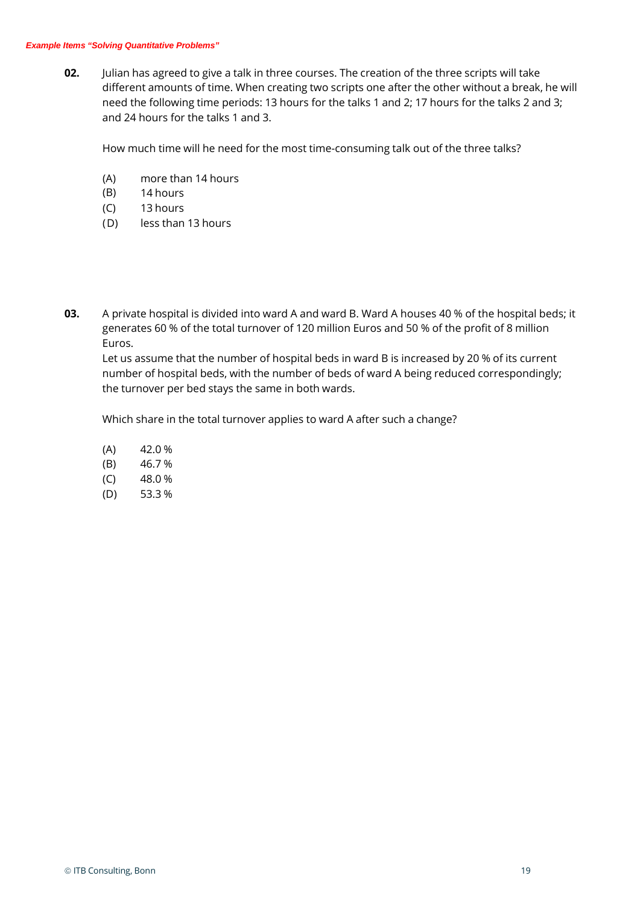**02.** Julian has agreed to give a talk in three courses. The creation of the three scripts will take different amounts of time. When creating two scripts one after the other without a break, he will need the following time periods: 13 hours for the talks 1 and 2; 17 hours for the talks 2 and 3; and 24 hours for the talks 1 and 3.

How much time will he need for the most time-consuming talk out of the three talks?

(A) more than 14 hours
(B) 14 hours
(C) 13 hours
(D) less than 13 hours

**03.** A private hospital is divided into ward A and ward B. Ward A houses 40 % of the hospital beds; it generates 60 % of the total turnover of 120 million Euros and 50 % of the profit of 8 million Euros.
Let us assume that the number of hospital beds in ward B is increased by 20 % of its current number of hospital beds, with the number of beds of ward A being reduced correspondingly; the turnover per bed stays the same in both wards.

Which share in the total turnover applies to ward A after such a change?

(A) 42.0 %
(B) 46.7 %
(C) 48.0 %
(D) 53.3 %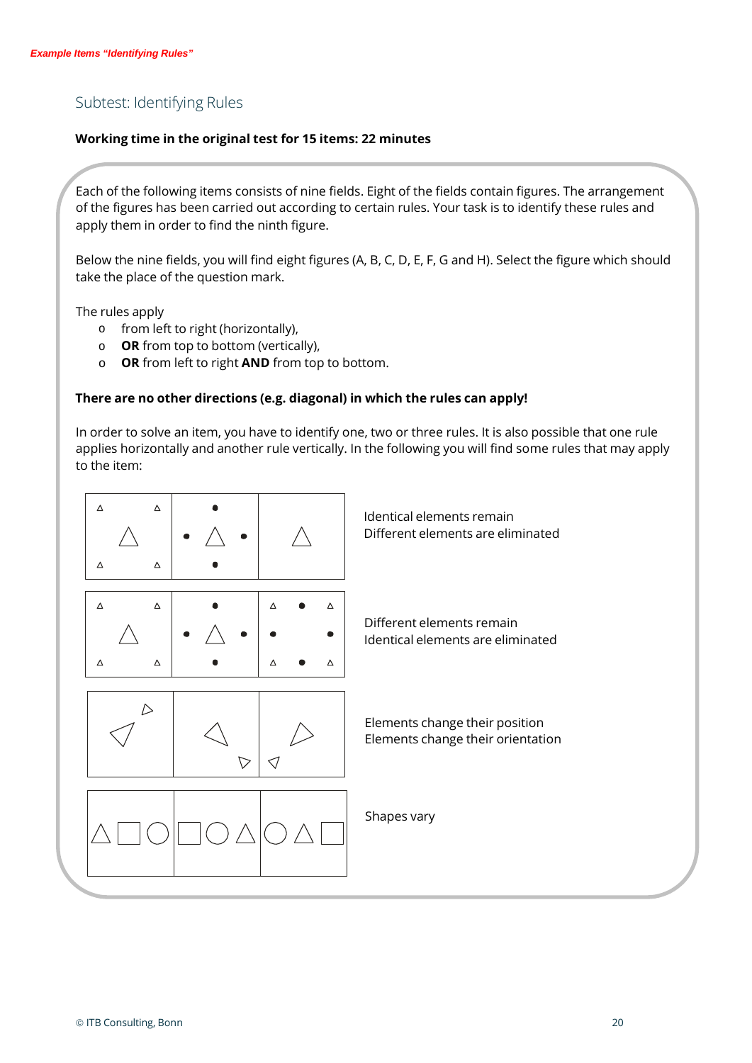## Subtest: Identifying Rules

**Working time in the original test for 15 items: 22 minutes**

Each of the following items consists of nine fields. Eight of the fields contain figures. The arrangement of the figures has been carried out according to certain rules. Your task is to identify these rules and apply them in order to find the ninth figure.

Below the nine fields, you will find eight figures (A, B, C, D, E, F, G and H). Select the figure which should take the place of the question mark.

The rules apply

- from left to right (horizontally),
- **OR** from top to bottom (vertically),
- **OR** from left to right **AND** from top to bottom.

**There are no other directions (e.g. diagonal) in which the rules can apply!**

In order to solve an item, you have to identify one, two or three rules. It is also possible that one rule applies horizontally and another rule vertically. In the following you will find some rules that may apply to the item:

Identical elements remain
Different elements are eliminated

Different elements remain
Identical elements are eliminated

Elements change their position
Elements change their orientation

Shapes vary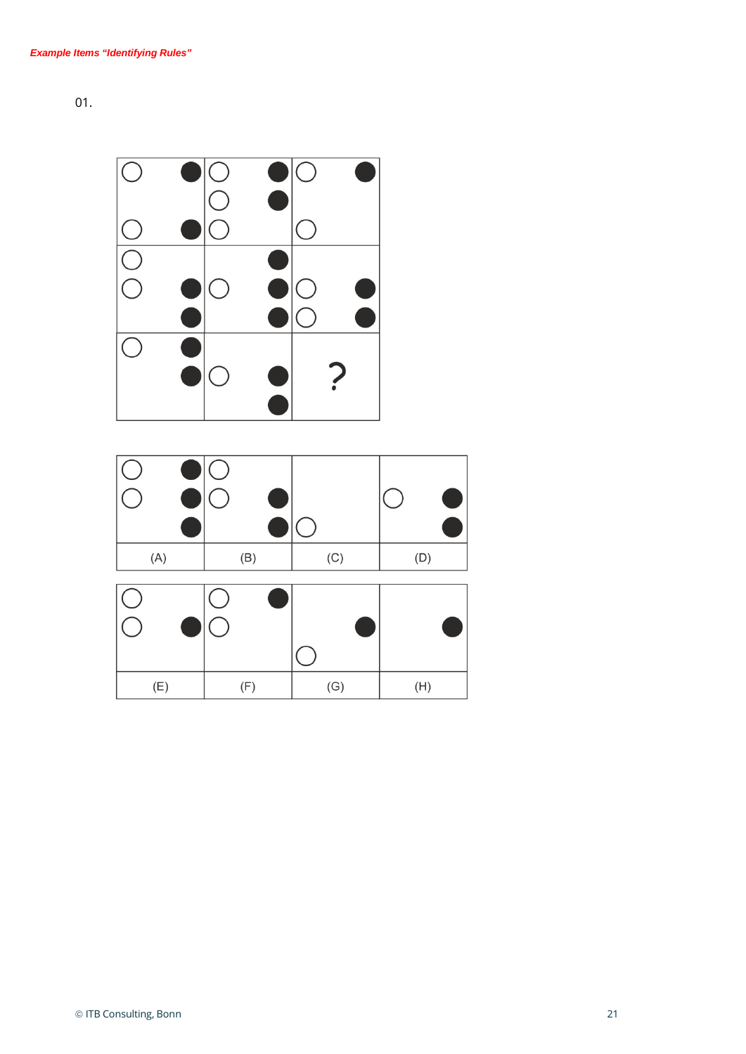*Example Items “Identifying Rules”*

01.

| | | | |
|---|---|---|---|
| (A) | (B) | (C) | (D) |

| | | | |
|---|---|---|---|
| (E) | (F) | (G) | (H) |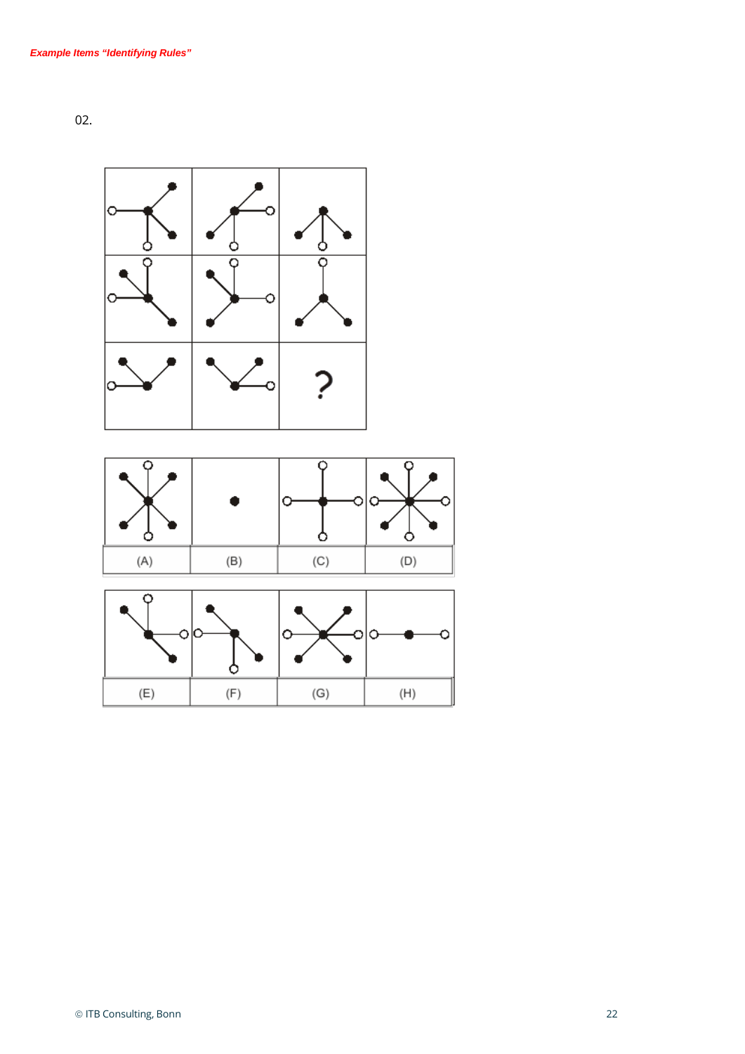*Example Items "Identifying Rules"*

02.

?

| (A) | (B) | (C) | (D) |
| --- | --- | --- | --- |

| (E) | (F) | (G) | (H) |
| --- | --- | --- | --- |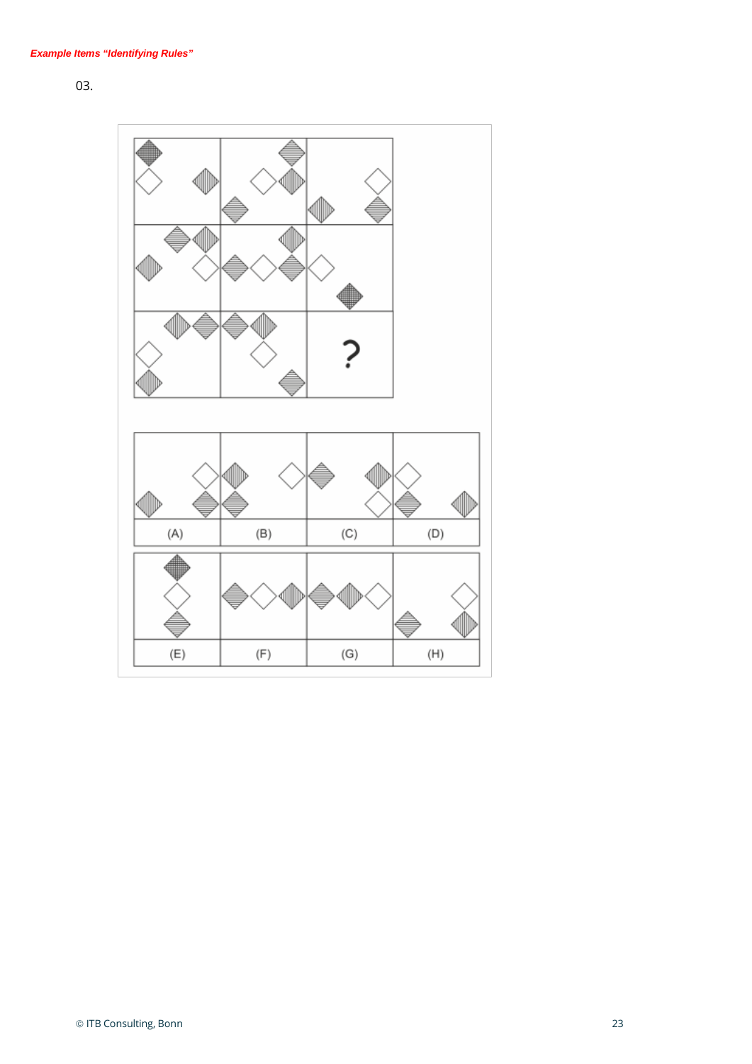*Example Items “Identifying Rules”*

03.

?

(A) (B) (C) (D)

(E) (F) (G) (H)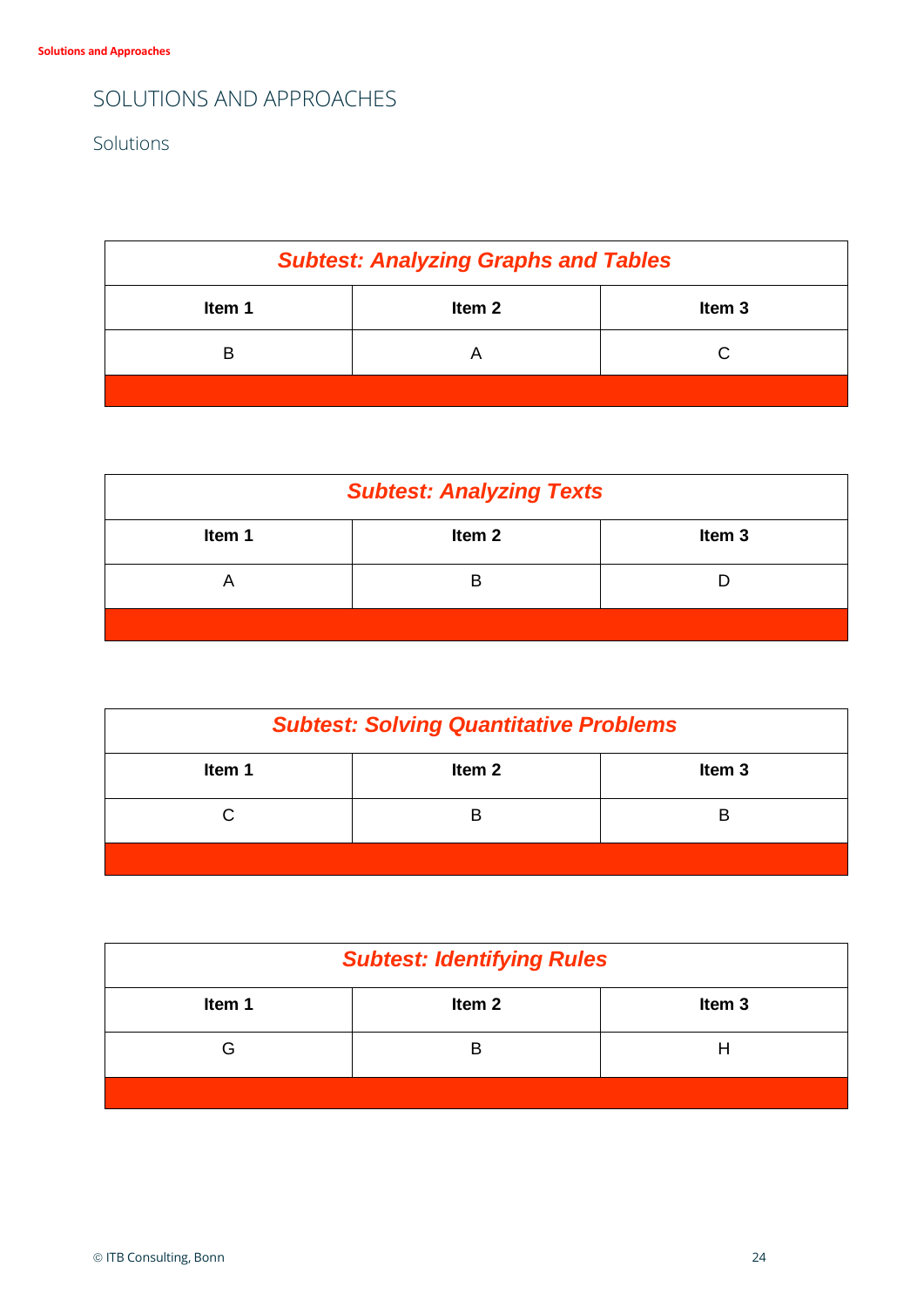# SOLUTIONS AND APPROACHES

## Solutions

| *Subtest: Analyzing Graphs and Tables* | | |
|---|---|---|
| **Item 1** | **Item 2** | **Item 3** |
| B | A | C |

| *Subtest: Analyzing Texts* | | |
|---|---|---|
| **Item 1** | **Item 2** | **Item 3** |
| A | B | D |

| *Subtest: Solving Quantitative Problems* | | |
|---|---|---|
| **Item 1** | **Item 2** | **Item 3** |
| C | B | B |

| *Subtest: Identifying Rules* | | |
|---|---|---|
| **Item 1** | **Item 2** | **Item 3** |
| G | B | H |

© ITB Consulting, Bonn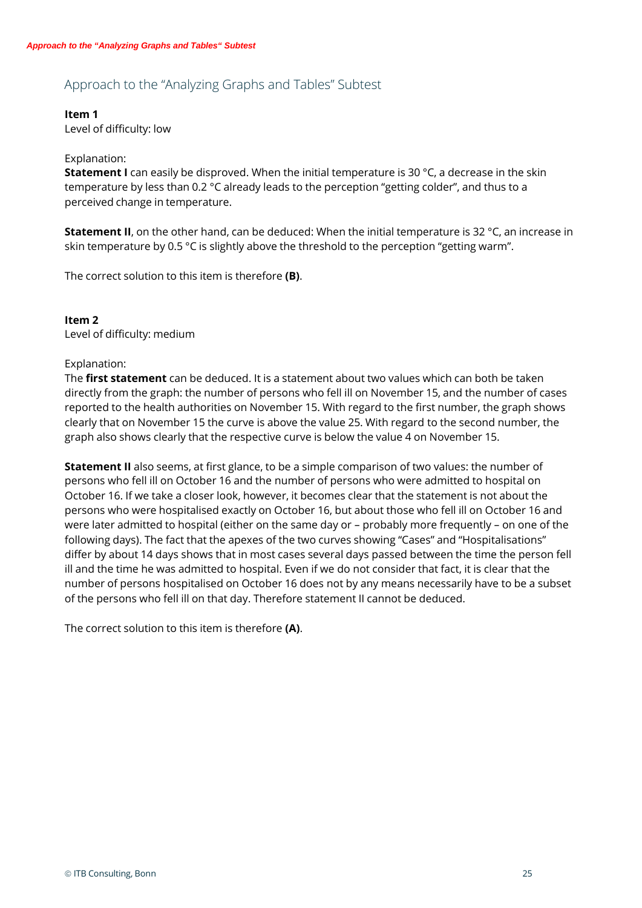## Approach to the "Analyzing Graphs and Tables" Subtest

**Item 1**
Level of difficulty: low

Explanation:
**Statement I** can easily be disproved. When the initial temperature is 30 °C, a decrease in the skin temperature by less than 0.2 °C already leads to the perception "getting colder", and thus to a perceived change in temperature.

**Statement II**, on the other hand, can be deduced: When the initial temperature is 32 °C, an increase in skin temperature by 0.5 °C is slightly above the threshold to the perception "getting warm".

The correct solution to this item is therefore **(B)**.

**Item 2**
Level of difficulty: medium

Explanation:
The **first statement** can be deduced. It is a statement about two values which can both be taken directly from the graph: the number of persons who fell ill on November 15, and the number of cases reported to the health authorities on November 15. With regard to the first number, the graph shows clearly that on November 15 the curve is above the value 25. With regard to the second number, the graph also shows clearly that the respective curve is below the value 4 on November 15.

**Statement II** also seems, at first glance, to be a simple comparison of two values: the number of persons who fell ill on October 16 and the number of persons who were admitted to hospital on October 16. If we take a closer look, however, it becomes clear that the statement is not about the persons who were hospitalised exactly on October 16, but about those who fell ill on October 16 and were later admitted to hospital (either on the same day or – probably more frequently – on one of the following days). The fact that the apexes of the two curves showing "Cases" and "Hospitalisations" differ by about 14 days shows that in most cases several days passed between the time the person fell ill and the time he was admitted to hospital. Even if we do not consider that fact, it is clear that the number of persons hospitalised on October 16 does not by any means necessarily have to be a subset of the persons who fell ill on that day. Therefore statement II cannot be deduced.

The correct solution to this item is therefore **(A)**.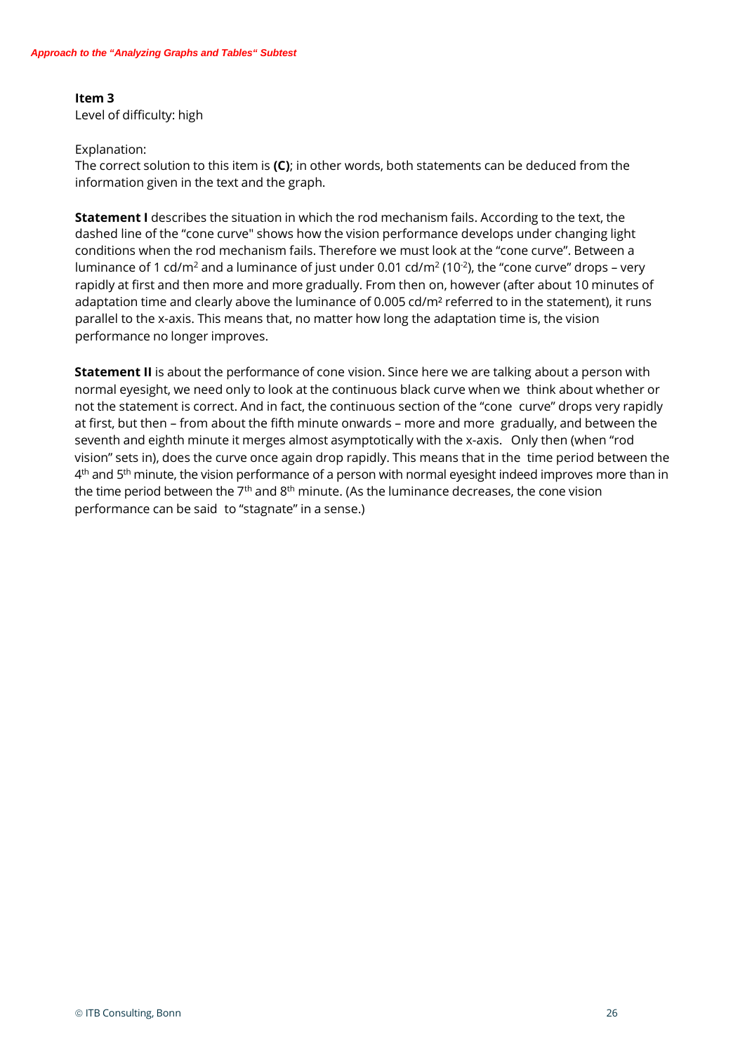**Item 3**

Level of difficulty: high

Explanation:

The correct solution to this item is **(C)**; in other words, both statements can be deduced from the information given in the text and the graph.

**Statement I** describes the situation in which the rod mechanism fails. According to the text, the dashed line of the "cone curve" shows how the vision performance develops under changing light conditions when the rod mechanism fails. Therefore we must look at the "cone curve". Between a luminance of 1 cd/m$^2$ and a luminance of just under 0.01 cd/m$^2$ ($10^{-2}$), the "cone curve" drops – very rapidly at first and then more and more gradually. From then on, however (after about 10 minutes of adaptation time and clearly above the luminance of 0.005 cd/m² referred to in the statement), it runs parallel to the x-axis. This means that, no matter how long the adaptation time is, the vision performance no longer improves.

**Statement II** is about the performance of cone vision. Since here we are talking about a person with normal eyesight, we need only to look at the continuous black curve when we think about whether or not the statement is correct. And in fact, the continuous section of the "cone curve" drops very rapidly at first, but then – from about the fifth minute onwards – more and more gradually, and between the seventh and eighth minute it merges almost asymptotically with the x-axis. Only then (when "rod vision" sets in), does the curve once again drop rapidly. This means that in the time period between the 4th and 5th minute, the vision performance of a person with normal eyesight indeed improves more than in the time period between the 7th and 8th minute. (As the luminance decreases, the cone vision performance can be said to "stagnate" in a sense.)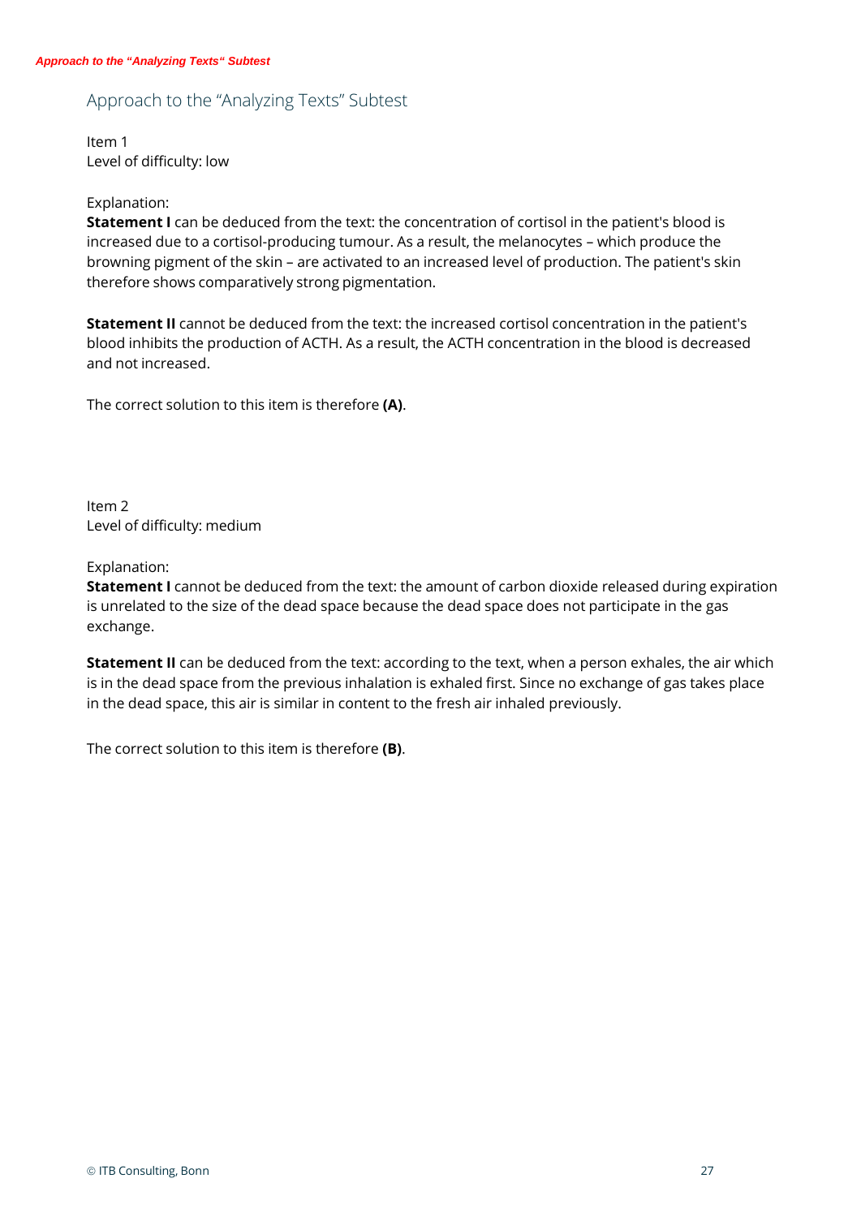## Approach to the "Analyzing Texts" Subtest

Item 1
Level of difficulty: low

Explanation:
**Statement I** can be deduced from the text: the concentration of cortisol in the patient's blood is increased due to a cortisol-producing tumour. As a result, the melanocytes – which produce the browning pigment of the skin – are activated to an increased level of production. The patient's skin therefore shows comparatively strong pigmentation.

**Statement II** cannot be deduced from the text: the increased cortisol concentration in the patient's blood inhibits the production of ACTH. As a result, the ACTH concentration in the blood is decreased and not increased.

The correct solution to this item is therefore **(A)**.

Item 2
Level of difficulty: medium

Explanation:
**Statement I** cannot be deduced from the text: the amount of carbon dioxide released during expiration is unrelated to the size of the dead space because the dead space does not participate in the gas exchange.

**Statement II** can be deduced from the text: according to the text, when a person exhales, the air which is in the dead space from the previous inhalation is exhaled first. Since no exchange of gas takes place in the dead space, this air is similar in content to the fresh air inhaled previously.

The correct solution to this item is therefore **(B)**.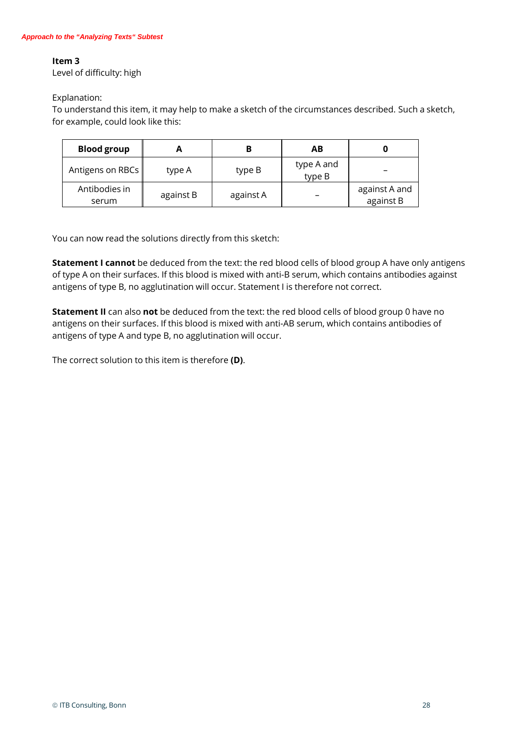**Item 3**
Level of difficulty: high

Explanation:
To understand this item, it may help to make a sketch of the circumstances described. Such a sketch, for example, could look like this:

| Blood group | A | B | AB | 0 |
|---|---|---|---|---|
| Antigens on RBCs | type A | type B | type A and type B | – |
| Antibodies in serum | against B | against A | – | against A and against B |

You can now read the solutions directly from this sketch:

**Statement I cannot** be deduced from the text: the red blood cells of blood group A have only antigens of type A on their surfaces. If this blood is mixed with anti-B serum, which contains antibodies against antigens of type B, no agglutination will occur. Statement I is therefore not correct.

**Statement II** can also **not** be deduced from the text: the red blood cells of blood group 0 have no antigens on their surfaces. If this blood is mixed with anti-AB serum, which contains antibodies of antigens of type A and type B, no agglutination will occur.

The correct solution to this item is therefore **(D)**.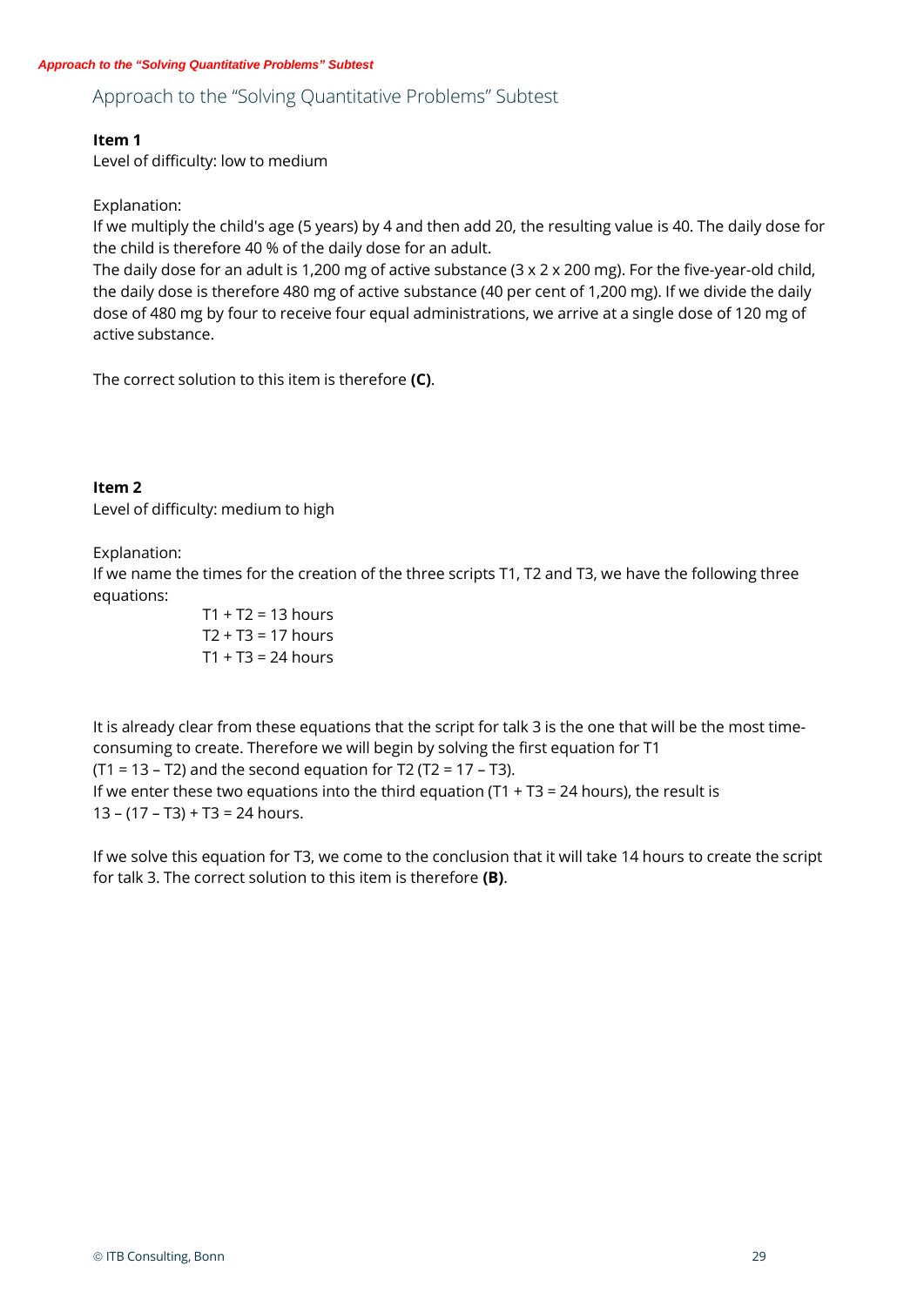## Approach to the "Solving Quantitative Problems" Subtest

**Item 1**
Level of difficulty: low to medium

Explanation:
If we multiply the child's age (5 years) by 4 and then add 20, the resulting value is 40. The daily dose for the child is therefore 40 % of the daily dose for an adult.
The daily dose for an adult is 1,200 mg of active substance (3 x 2 x 200 mg). For the five-year-old child, the daily dose is therefore 480 mg of active substance (40 per cent of 1,200 mg). If we divide the daily dose of 480 mg by four to receive four equal administrations, we arrive at a single dose of 120 mg of active substance.

The correct solution to this item is therefore **(C)**.

**Item 2**
Level of difficulty: medium to high

Explanation:
If we name the times for the creation of the three scripts T1, T2 and T3, we have the following three equations:

T1 + T2 = 13 hours
T2 + T3 = 17 hours
T1 + T3 = 24 hours

It is already clear from these equations that the script for talk 3 is the one that will be the most time-consuming to create. Therefore we will begin by solving the first equation for T1 (T1 = 13 – T2) and the second equation for T2 (T2 = 17 – T3).
If we enter these two equations into the third equation (T1 + T3 = 24 hours), the result is 13 – (17 – T3) + T3 = 24 hours.

If we solve this equation for T3, we come to the conclusion that it will take 14 hours to create the script for talk 3. The correct solution to this item is therefore **(B)**.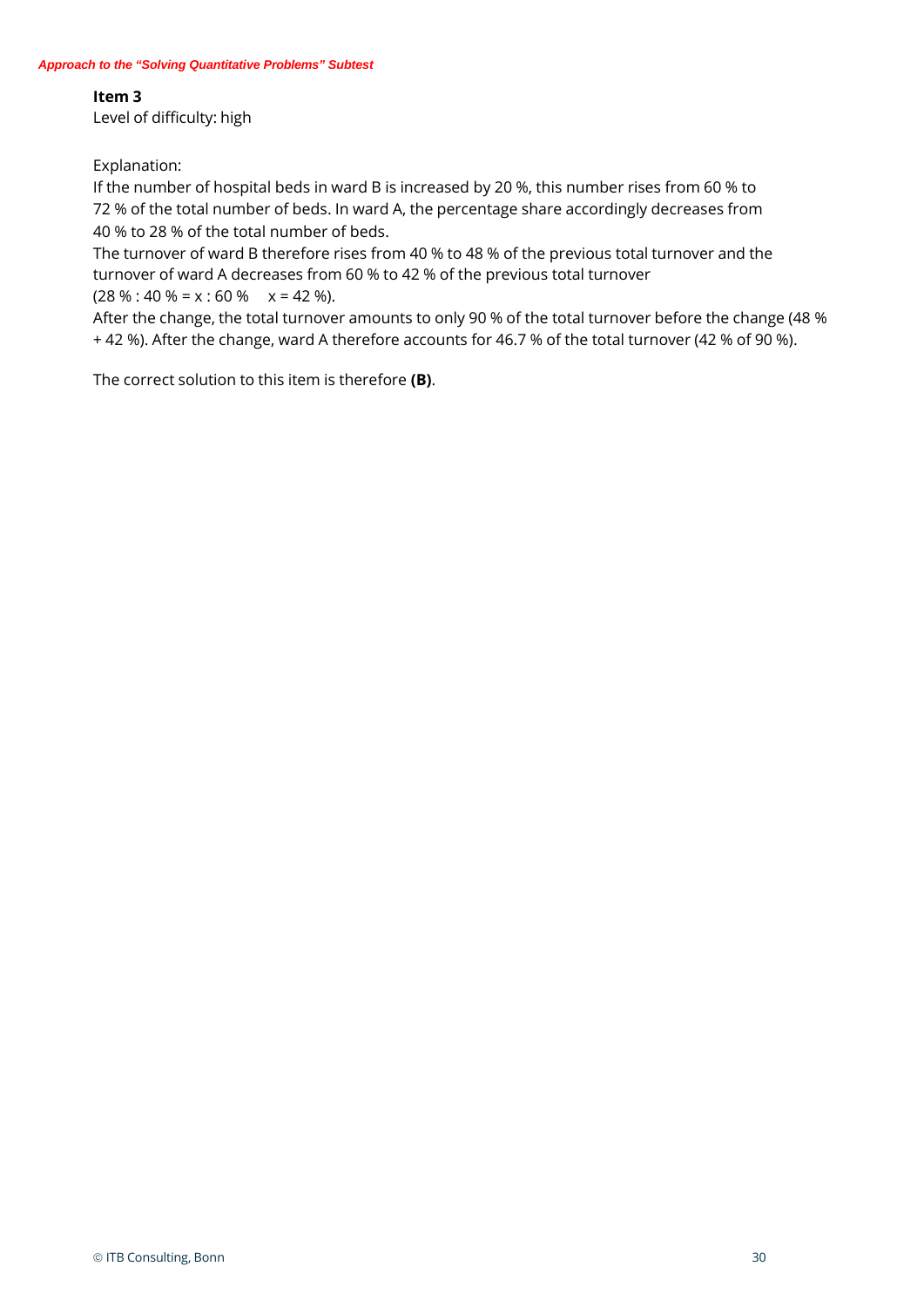**Item 3**

Level of difficulty: high

Explanation:

If the number of hospital beds in ward B is increased by 20 %, this number rises from 60 % to 72 % of the total number of beds. In ward A, the percentage share accordingly decreases from 40 % to 28 % of the total number of beds.

The turnover of ward B therefore rises from 40 % to 48 % of the previous total turnover and the turnover of ward A decreases from 60 % to 42 % of the previous total turnover

(28 % : 40 % = x : 60 %  x = 42 %).

After the change, the total turnover amounts to only 90 % of the total turnover before the change (48 % + 42 %). After the change, ward A therefore accounts for 46.7 % of the total turnover (42 % of 90 %).

The correct solution to this item is therefore **(B)**.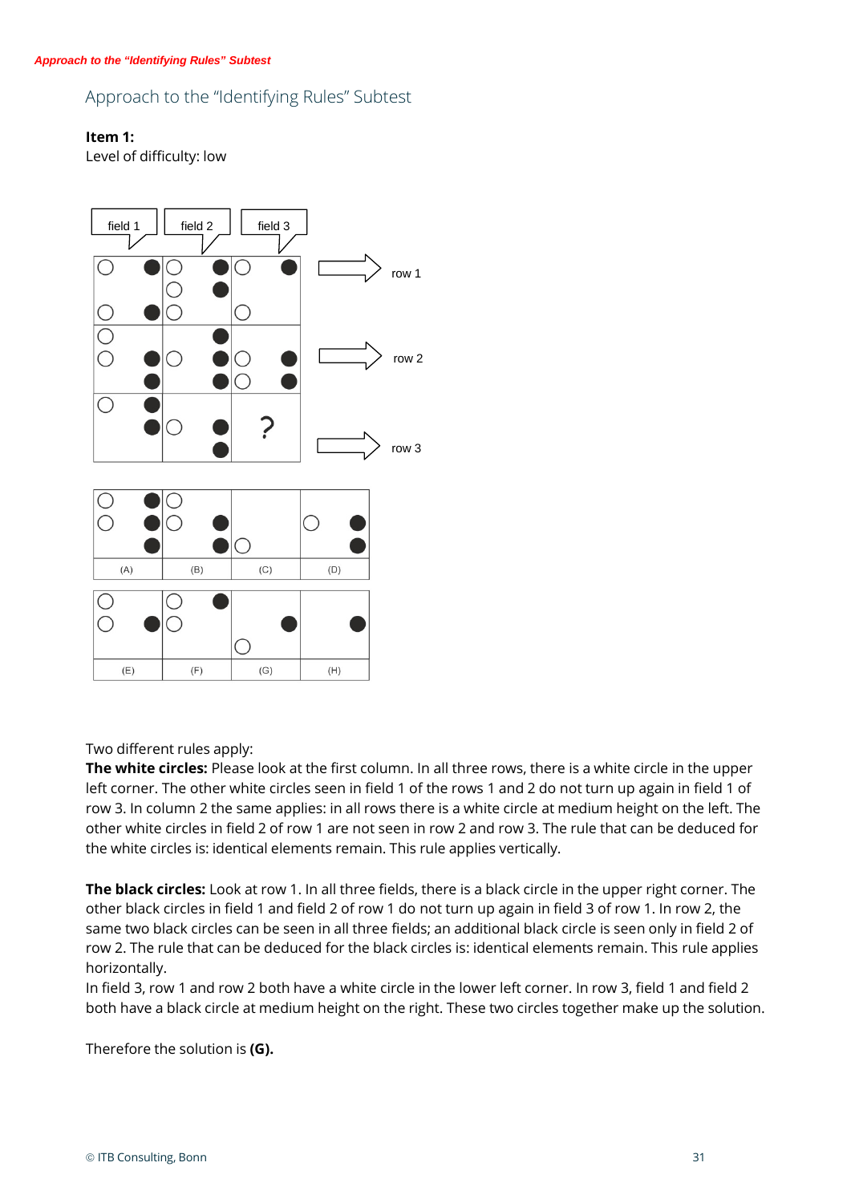# Approach to the "Identifying Rules" Subtest

**Item 1:**
Level of difficulty: low

Two different rules apply:
**The white circles:** Please look at the first column. In all three rows, there is a white circle in the upper left corner. The other white circles seen in field 1 of the rows 1 and 2 do not turn up again in field 1 of row 3. In column 2 the same applies: in all rows there is a white circle at medium height on the left. The other white circles in field 2 of row 1 are not seen in row 2 and row 3. The rule that can be deduced for the white circles is: identical elements remain. This rule applies vertically.

**The black circles:** Look at row 1. In all three fields, there is a black circle in the upper right corner. The other black circles in field 1 and field 2 of row 1 do not turn up again in field 3 of row 1. In row 2, the same two black circles can be seen in all three fields; an additional black circle is seen only in field 2 of row 2. The rule that can be deduced for the black circles is: identical elements remain. This rule applies horizontally.
In field 3, row 1 and row 2 both have a white circle in the lower left corner. In row 3, field 1 and field 2 both have a black circle at medium height on the right. These two circles together make up the solution.

Therefore the solution is **(G).**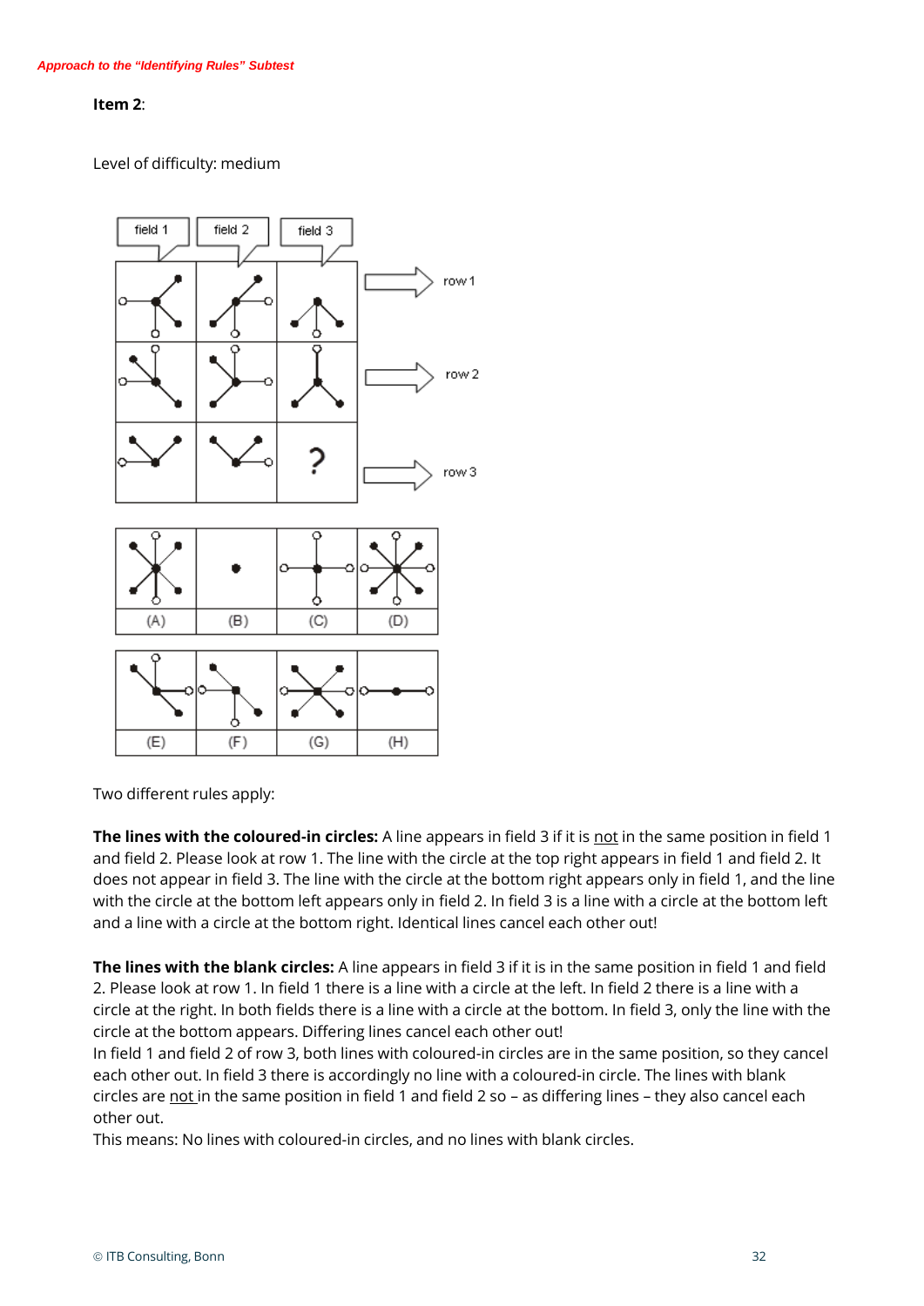*Approach to the "Identifying Rules" Subtest*

**Item 2**:

Level of difficulty: medium

Two different rules apply:

**The lines with the coloured-in circles:** A line appears in field 3 if it is not in the same position in field 1 and field 2. Please look at row 1. The line with the circle at the top right appears in field 1 and field 2. It does not appear in field 3. The line with the circle at the bottom right appears only in field 1, and the line with the circle at the bottom left appears only in field 2. In field 3 is a line with a circle at the bottom left and a line with a circle at the bottom right. Identical lines cancel each other out!

**The lines with the blank circles:** A line appears in field 3 if it is in the same position in field 1 and field 2. Please look at row 1. In field 1 there is a line with a circle at the left. In field 2 there is a line with a circle at the right. In both fields there is a line with a circle at the bottom. In field 3, only the line with the circle at the bottom appears. Differing lines cancel each other out!

In field 1 and field 2 of row 3, both lines with coloured-in circles are in the same position, so they cancel each other out. In field 3 there is accordingly no line with a coloured-in circle. The lines with blank circles are not in the same position in field 1 and field 2 so – as differing lines – they also cancel each other out.

This means: No lines with coloured-in circles, and no lines with blank circles.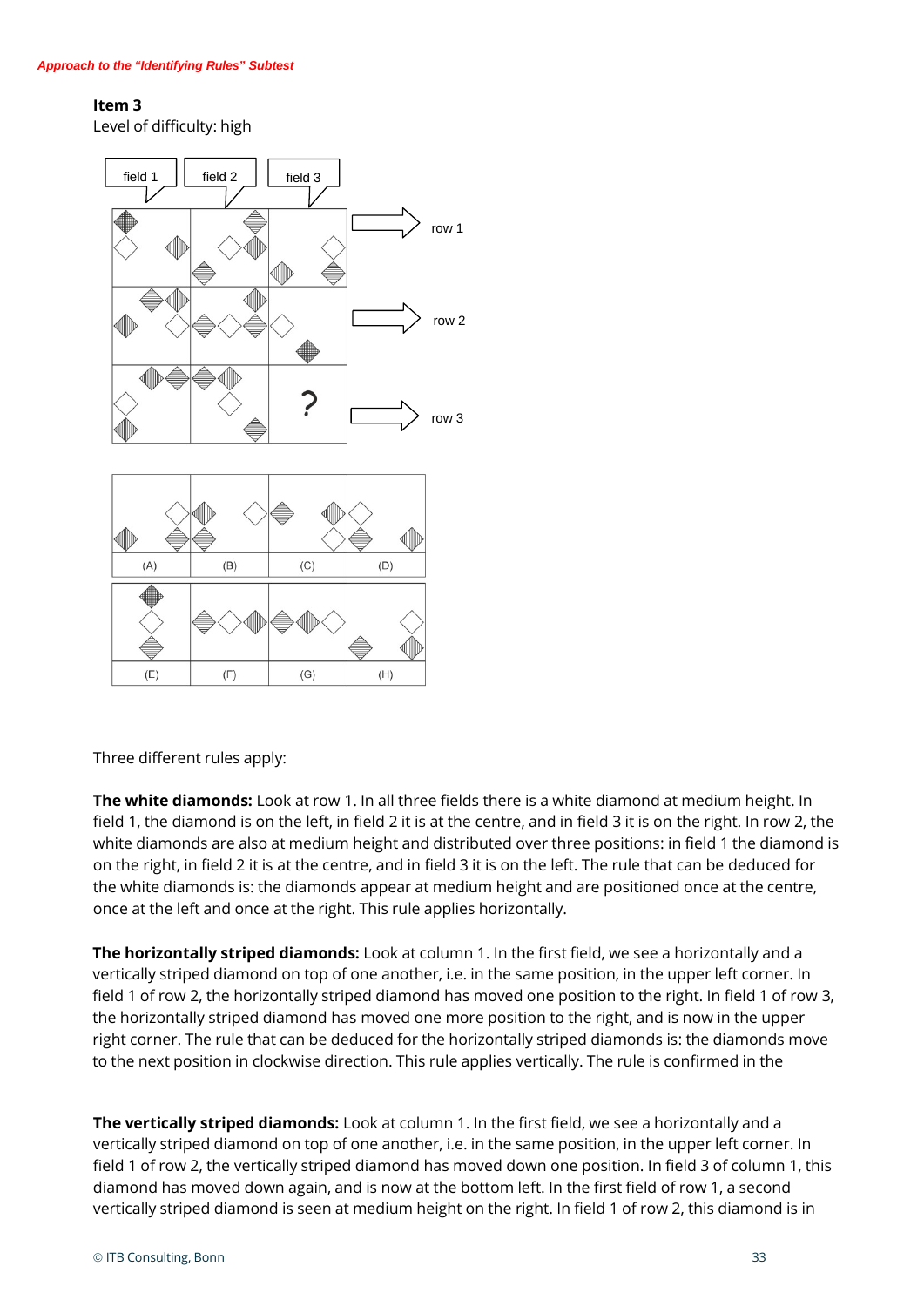**Item 3**

Level of difficulty: high

Three different rules apply:

**The white diamonds:** Look at row 1. In all three fields there is a white diamond at medium height. In field 1, the diamond is on the left, in field 2 it is at the centre, and in field 3 it is on the right. In row 2, the white diamonds are also at medium height and distributed over three positions: in field 1 the diamond is on the right, in field 2 it is at the centre, and in field 3 it is on the left. The rule that can be deduced for the white diamonds is: the diamonds appear at medium height and are positioned once at the centre, once at the left and once at the right. This rule applies horizontally.

**The horizontally striped diamonds:** Look at column 1. In the first field, we see a horizontally and a vertically striped diamond on top of one another, i.e. in the same position, in the upper left corner. In field 1 of row 2, the horizontally striped diamond has moved one position to the right. In field 1 of row 3, the horizontally striped diamond has moved one more position to the right, and is now in the upper right corner. The rule that can be deduced for the horizontally striped diamonds is: the diamonds move to the next position in clockwise direction. This rule applies vertically. The rule is confirmed in the

**The vertically striped diamonds:** Look at column 1. In the first field, we see a horizontally and a vertically striped diamond on top of one another, i.e. in the same position, in the upper left corner. In field 1 of row 2, the vertically striped diamond has moved down one position. In field 3 of column 1, this diamond has moved down again, and is now at the bottom left. In the first field of row 1, a second vertically striped diamond is seen at medium height on the right. In field 1 of row 2, this diamond is in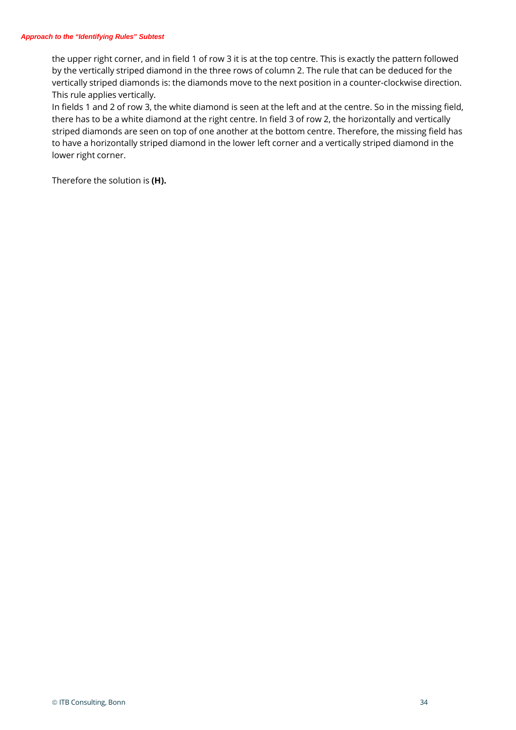the upper right corner, and in field 1 of row 3 it is at the top centre. This is exactly the pattern followed by the vertically striped diamond in the three rows of column 2. The rule that can be deduced for the vertically striped diamonds is: the diamonds move to the next position in a counter-clockwise direction. This rule applies vertically.

In fields 1 and 2 of row 3, the white diamond is seen at the left and at the centre. So in the missing field, there has to be a white diamond at the right centre. In field 3 of row 2, the horizontally and vertically striped diamonds are seen on top of one another at the bottom centre. Therefore, the missing field has to have a horizontally striped diamond in the lower left corner and a vertically striped diamond in the lower right corner.

Therefore the solution is **(H).**